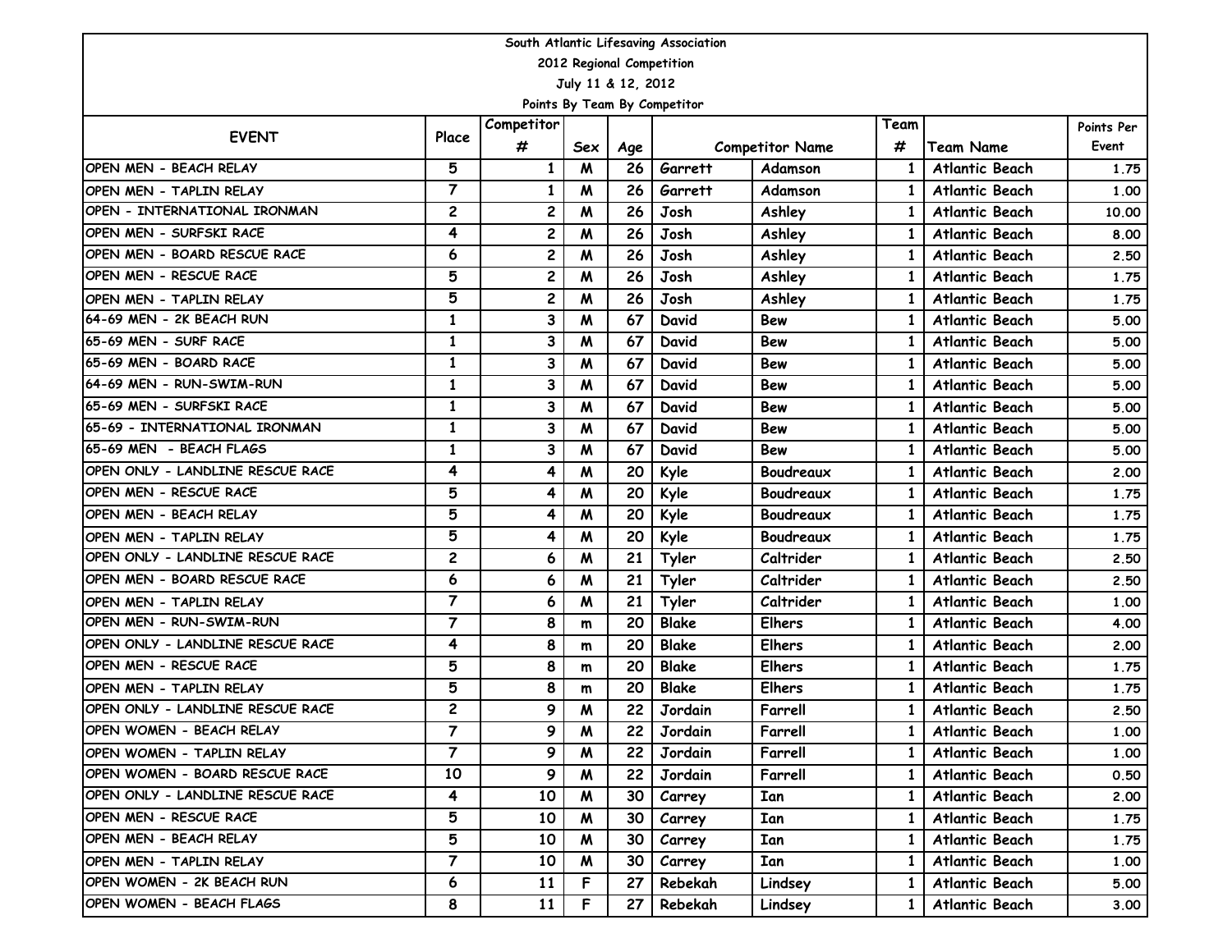South Atlantic Lifesaving Association

2012 Regional Competition

July 11 & 12, 2012

Points By Team By Competitor

| EVENT | Place | Competitor # | Sex | Age | Competitor Name | | Team # | Team Name | Points Per Event |
|---|---|---|---|---|---|---|---|---|---|
| OPEN MEN - BEACH RELAY | 5 | 1 | M | 26 | Garrett | Adamson | 1 | Atlantic Beach | 1.75 |
| OPEN MEN - TAPLIN RELAY | 7 | 1 | M | 26 | Garrett | Adamson | 1 | Atlantic Beach | 1.00 |
| OPEN - INTERNATIONAL IRONMAN | 2 | 2 | M | 26 | Josh | Ashley | 1 | Atlantic Beach | 10.00 |
| OPEN MEN - SURFSKI RACE | 4 | 2 | M | 26 | Josh | Ashley | 1 | Atlantic Beach | 8.00 |
| OPEN MEN - BOARD RESCUE RACE | 6 | 2 | M | 26 | Josh | Ashley | 1 | Atlantic Beach | 2.50 |
| OPEN MEN - RESCUE RACE | 5 | 2 | M | 26 | Josh | Ashley | 1 | Atlantic Beach | 1.75 |
| OPEN MEN - TAPLIN RELAY | 5 | 2 | M | 26 | Josh | Ashley | 1 | Atlantic Beach | 1.75 |
| 64-69 MEN - 2K BEACH RUN | 1 | 3 | M | 67 | David | Bew | 1 | Atlantic Beach | 5.00 |
| 65-69 MEN - SURF RACE | 1 | 3 | M | 67 | David | Bew | 1 | Atlantic Beach | 5.00 |
| 65-69 MEN - BOARD RACE | 1 | 3 | M | 67 | David | Bew | 1 | Atlantic Beach | 5.00 |
| 64-69 MEN - RUN-SWIM-RUN | 1 | 3 | M | 67 | David | Bew | 1 | Atlantic Beach | 5.00 |
| 65-69 MEN - SURFSKI RACE | 1 | 3 | M | 67 | David | Bew | 1 | Atlantic Beach | 5.00 |
| 65-69 - INTERNATIONAL IRONMAN | 1 | 3 | M | 67 | David | Bew | 1 | Atlantic Beach | 5.00 |
| 65-69 MEN - BEACH FLAGS | 1 | 3 | M | 67 | David | Bew | 1 | Atlantic Beach | 5.00 |
| OPEN ONLY - LANDLINE RESCUE RACE | 4 | 4 | M | 20 | Kyle | Boudreaux | 1 | Atlantic Beach | 2.00 |
| OPEN MEN - RESCUE RACE | 5 | 4 | M | 20 | Kyle | Boudreaux | 1 | Atlantic Beach | 1.75 |
| OPEN MEN - BEACH RELAY | 5 | 4 | M | 20 | Kyle | Boudreaux | 1 | Atlantic Beach | 1.75 |
| OPEN MEN - TAPLIN RELAY | 5 | 4 | M | 20 | Kyle | Boudreaux | 1 | Atlantic Beach | 1.75 |
| OPEN ONLY - LANDLINE RESCUE RACE | 2 | 6 | M | 21 | Tyler | Caltrider | 1 | Atlantic Beach | 2.50 |
| OPEN MEN - BOARD RESCUE RACE | 6 | 6 | M | 21 | Tyler | Caltrider | 1 | Atlantic Beach | 2.50 |
| OPEN MEN - TAPLIN RELAY | 7 | 6 | M | 21 | Tyler | Caltrider | 1 | Atlantic Beach | 1.00 |
| OPEN MEN - RUN-SWIM-RUN | 7 | 8 | m | 20 | Blake | Elhers | 1 | Atlantic Beach | 4.00 |
| OPEN ONLY - LANDLINE RESCUE RACE | 4 | 8 | m | 20 | Blake | Elhers | 1 | Atlantic Beach | 2.00 |
| OPEN MEN - RESCUE RACE | 5 | 8 | m | 20 | Blake | Elhers | 1 | Atlantic Beach | 1.75 |
| OPEN MEN - TAPLIN RELAY | 5 | 8 | m | 20 | Blake | Elhers | 1 | Atlantic Beach | 1.75 |
| OPEN ONLY - LANDLINE RESCUE RACE | 2 | 9 | M | 22 | Jordain | Farrell | 1 | Atlantic Beach | 2.50 |
| OPEN WOMEN - BEACH RELAY | 7 | 9 | M | 22 | Jordain | Farrell | 1 | Atlantic Beach | 1.00 |
| OPEN WOMEN - TAPLIN RELAY | 7 | 9 | M | 22 | Jordain | Farrell | 1 | Atlantic Beach | 1.00 |
| OPEN WOMEN - BOARD RESCUE RACE | 10 | 9 | M | 22 | Jordain | Farrell | 1 | Atlantic Beach | 0.50 |
| OPEN ONLY - LANDLINE RESCUE RACE | 4 | 10 | M | 30 | Carrey | Ian | 1 | Atlantic Beach | 2.00 |
| OPEN MEN - RESCUE RACE | 5 | 10 | M | 30 | Carrey | Ian | 1 | Atlantic Beach | 1.75 |
| OPEN MEN - BEACH RELAY | 5 | 10 | M | 30 | Carrey | Ian | 1 | Atlantic Beach | 1.75 |
| OPEN MEN - TAPLIN RELAY | 7 | 10 | M | 30 | Carrey | Ian | 1 | Atlantic Beach | 1.00 |
| OPEN WOMEN - 2K BEACH RUN | 6 | 11 | F | 27 | Rebekah | Lindsey | 1 | Atlantic Beach | 5.00 |
| OPEN WOMEN - BEACH FLAGS | 8 | 11 | F | 27 | Rebekah | Lindsey | 1 | Atlantic Beach | 3.00 |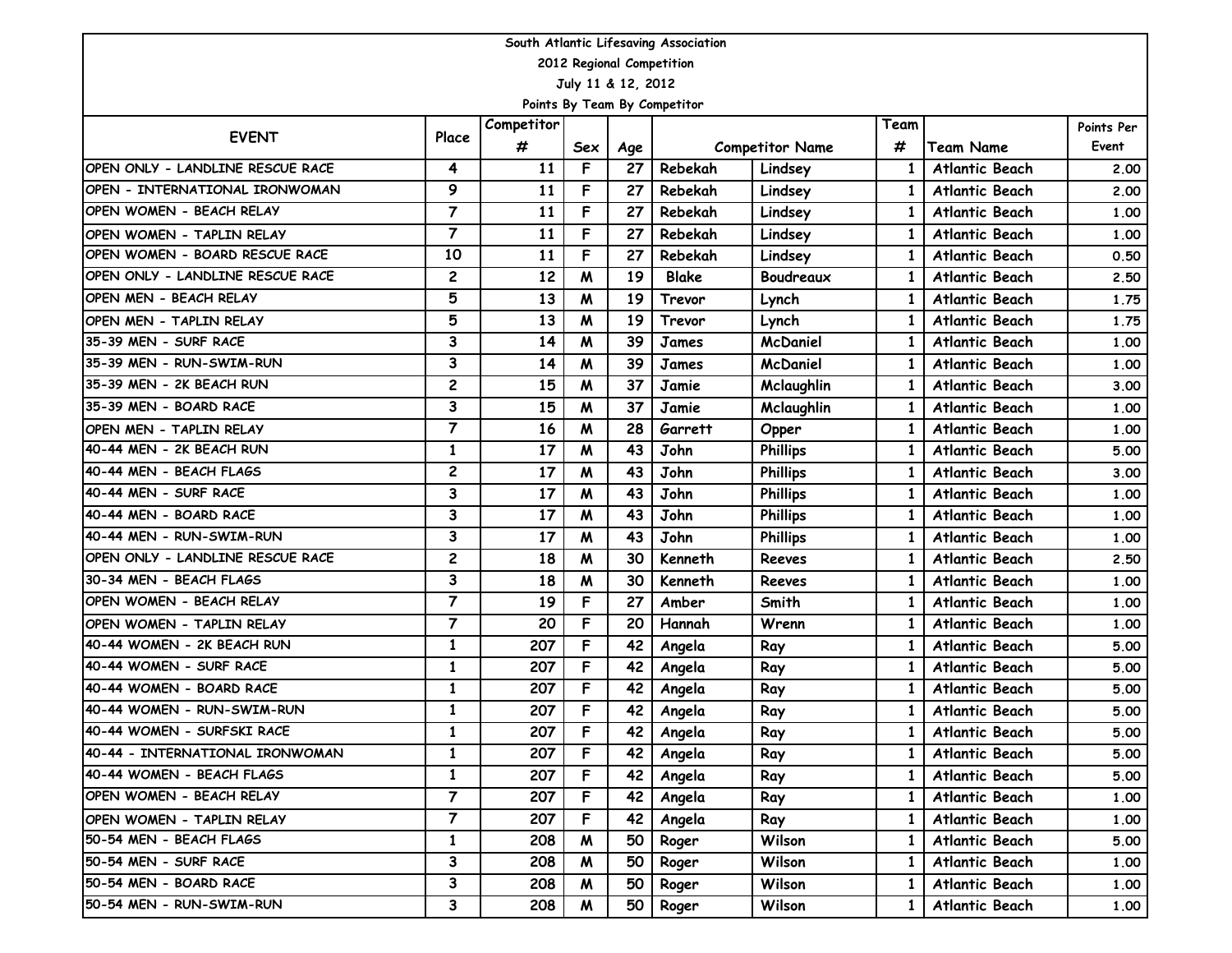South Atlantic Lifesaving Association

2012 Regional Competition

July 11 & 12, 2012

Points By Team By Competitor

| EVENT | Place | Competitor # | Sex | Age | Competitor Name | | Team # | Team Name | Points Per Event |
|---|---|---|---|---|---|---|---|---|---|
| OPEN ONLY - LANDLINE RESCUE RACE | 4 | 11 | F | 27 | Rebekah | Lindsey | 1 | Atlantic Beach | 2.00 |
| OPEN - INTERNATIONAL IRONWOMAN | 9 | 11 | F | 27 | Rebekah | Lindsey | 1 | Atlantic Beach | 2.00 |
| OPEN WOMEN - BEACH RELAY | 7 | 11 | F | 27 | Rebekah | Lindsey | 1 | Atlantic Beach | 1.00 |
| OPEN WOMEN - TAPLIN RELAY | 7 | 11 | F | 27 | Rebekah | Lindsey | 1 | Atlantic Beach | 1.00 |
| OPEN WOMEN - BOARD RESCUE RACE | 10 | 11 | F | 27 | Rebekah | Lindsey | 1 | Atlantic Beach | 0.50 |
| OPEN ONLY - LANDLINE RESCUE RACE | 2 | 12 | M | 19 | Blake | Boudreaux | 1 | Atlantic Beach | 2.50 |
| OPEN MEN - BEACH RELAY | 5 | 13 | M | 19 | Trevor | Lynch | 1 | Atlantic Beach | 1.75 |
| OPEN MEN - TAPLIN RELAY | 5 | 13 | M | 19 | Trevor | Lynch | 1 | Atlantic Beach | 1.75 |
| 35-39 MEN - SURF RACE | 3 | 14 | M | 39 | James | McDaniel | 1 | Atlantic Beach | 1.00 |
| 35-39 MEN - RUN-SWIM-RUN | 3 | 14 | M | 39 | James | McDaniel | 1 | Atlantic Beach | 1.00 |
| 35-39 MEN - 2K BEACH RUN | 2 | 15 | M | 37 | Jamie | Mclaughlin | 1 | Atlantic Beach | 3.00 |
| 35-39 MEN - BOARD RACE | 3 | 15 | M | 37 | Jamie | Mclaughlin | 1 | Atlantic Beach | 1.00 |
| OPEN MEN - TAPLIN RELAY | 7 | 16 | M | 28 | Garrett | Opper | 1 | Atlantic Beach | 1.00 |
| 40-44 MEN - 2K BEACH RUN | 1 | 17 | M | 43 | John | Phillips | 1 | Atlantic Beach | 5.00 |
| 40-44 MEN - BEACH FLAGS | 2 | 17 | M | 43 | John | Phillips | 1 | Atlantic Beach | 3.00 |
| 40-44 MEN - SURF RACE | 3 | 17 | M | 43 | John | Phillips | 1 | Atlantic Beach | 1.00 |
| 40-44 MEN - BOARD RACE | 3 | 17 | M | 43 | John | Phillips | 1 | Atlantic Beach | 1.00 |
| 40-44 MEN - RUN-SWIM-RUN | 3 | 17 | M | 43 | John | Phillips | 1 | Atlantic Beach | 1.00 |
| OPEN ONLY - LANDLINE RESCUE RACE | 2 | 18 | M | 30 | Kenneth | Reeves | 1 | Atlantic Beach | 2.50 |
| 30-34 MEN - BEACH FLAGS | 3 | 18 | M | 30 | Kenneth | Reeves | 1 | Atlantic Beach | 1.00 |
| OPEN WOMEN - BEACH RELAY | 7 | 19 | F | 27 | Amber | Smith | 1 | Atlantic Beach | 1.00 |
| OPEN WOMEN - TAPLIN RELAY | 7 | 20 | F | 20 | Hannah | Wrenn | 1 | Atlantic Beach | 1.00 |
| 40-44 WOMEN - 2K BEACH RUN | 1 | 207 | F | 42 | Angela | Ray | 1 | Atlantic Beach | 5.00 |
| 40-44 WOMEN - SURF RACE | 1 | 207 | F | 42 | Angela | Ray | 1 | Atlantic Beach | 5.00 |
| 40-44 WOMEN - BOARD RACE | 1 | 207 | F | 42 | Angela | Ray | 1 | Atlantic Beach | 5.00 |
| 40-44 WOMEN - RUN-SWIM-RUN | 1 | 207 | F | 42 | Angela | Ray | 1 | Atlantic Beach | 5.00 |
| 40-44 WOMEN - SURFSKI RACE | 1 | 207 | F | 42 | Angela | Ray | 1 | Atlantic Beach | 5.00 |
| 40-44 - INTERNATIONAL IRONWOMAN | 1 | 207 | F | 42 | Angela | Ray | 1 | Atlantic Beach | 5.00 |
| 40-44 WOMEN - BEACH FLAGS | 1 | 207 | F | 42 | Angela | Ray | 1 | Atlantic Beach | 5.00 |
| OPEN WOMEN - BEACH RELAY | 7 | 207 | F | 42 | Angela | Ray | 1 | Atlantic Beach | 1.00 |
| OPEN WOMEN - TAPLIN RELAY | 7 | 207 | F | 42 | Angela | Ray | 1 | Atlantic Beach | 1.00 |
| 50-54 MEN - BEACH FLAGS | 1 | 208 | M | 50 | Roger | Wilson | 1 | Atlantic Beach | 5.00 |
| 50-54 MEN - SURF RACE | 3 | 208 | M | 50 | Roger | Wilson | 1 | Atlantic Beach | 1.00 |
| 50-54 MEN - BOARD RACE | 3 | 208 | M | 50 | Roger | Wilson | 1 | Atlantic Beach | 1.00 |
| 50-54 MEN - RUN-SWIM-RUN | 3 | 208 | M | 50 | Roger | Wilson | 1 | Atlantic Beach | 1.00 |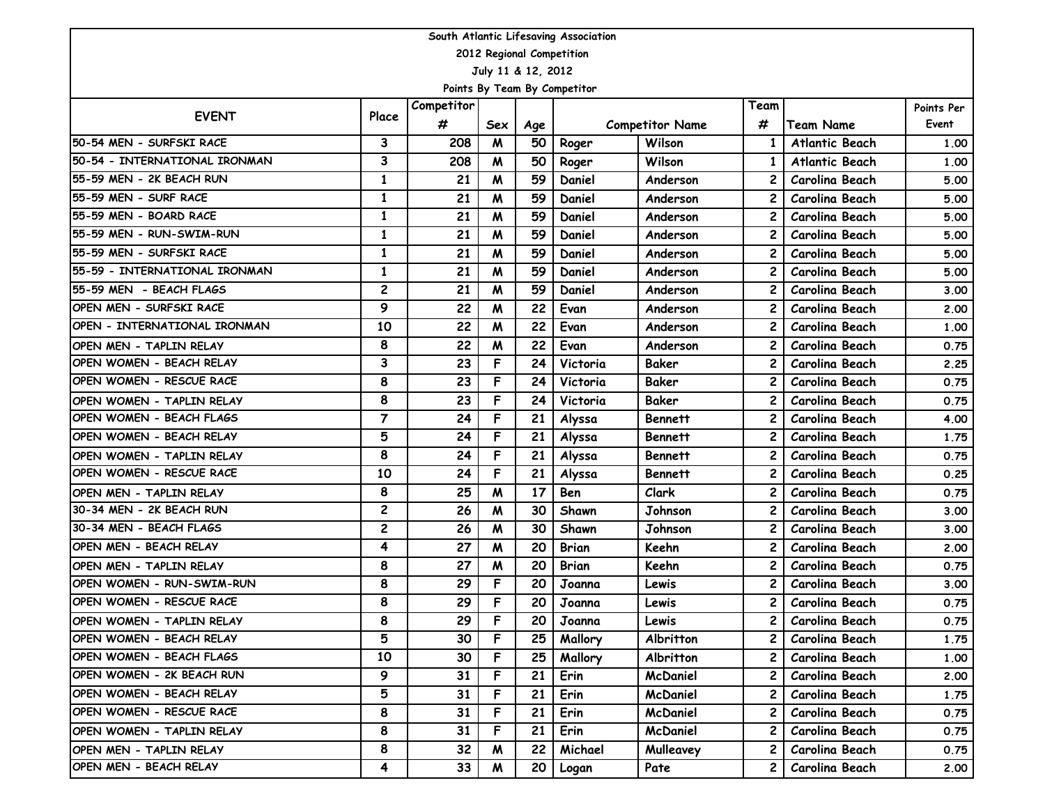South Atlantic Lifesaving Association

2012 Regional Competition

July 11 & 12, 2012

Points By Team By Competitor

| EVENT | Place | Competitor # | Sex | Age | Competitor Name | | Team # | Team Name | Points Per Event |
|---|---|---|---|---|---|---|---|---|---|
| 50-54 MEN - SURFSKI RACE | 3 | 208 | M | 50 | Roger | Wilson | 1 | Atlantic Beach | 1.00 |
| 50-54 - INTERNATIONAL IRONMAN | 3 | 208 | M | 50 | Roger | Wilson | 1 | Atlantic Beach | 1.00 |
| 55-59 MEN - 2K BEACH RUN | 1 | 21 | M | 59 | Daniel | Anderson | 2 | Carolina Beach | 5.00 |
| 55-59 MEN - SURF RACE | 1 | 21 | M | 59 | Daniel | Anderson | 2 | Carolina Beach | 5.00 |
| 55-59 MEN - BOARD RACE | 1 | 21 | M | 59 | Daniel | Anderson | 2 | Carolina Beach | 5.00 |
| 55-59 MEN - RUN-SWIM-RUN | 1 | 21 | M | 59 | Daniel | Anderson | 2 | Carolina Beach | 5.00 |
| 55-59 MEN - SURFSKI RACE | 1 | 21 | M | 59 | Daniel | Anderson | 2 | Carolina Beach | 5.00 |
| 55-59 - INTERNATIONAL IRONMAN | 1 | 21 | M | 59 | Daniel | Anderson | 2 | Carolina Beach | 5.00 |
| 55-59 MEN - BEACH FLAGS | 2 | 21 | M | 59 | Daniel | Anderson | 2 | Carolina Beach | 3.00 |
| OPEN MEN - SURFSKI RACE | 9 | 22 | M | 22 | Evan | Anderson | 2 | Carolina Beach | 2.00 |
| OPEN - INTERNATIONAL IRONMAN | 10 | 22 | M | 22 | Evan | Anderson | 2 | Carolina Beach | 1.00 |
| OPEN MEN - TAPLIN RELAY | 8 | 22 | M | 22 | Evan | Anderson | 2 | Carolina Beach | 0.75 |
| OPEN WOMEN - BEACH RELAY | 3 | 23 | F | 24 | Victoria | Baker | 2 | Carolina Beach | 2.25 |
| OPEN WOMEN - RESCUE RACE | 8 | 23 | F | 24 | Victoria | Baker | 2 | Carolina Beach | 0.75 |
| OPEN WOMEN - TAPLIN RELAY | 8 | 23 | F | 24 | Victoria | Baker | 2 | Carolina Beach | 0.75 |
| OPEN WOMEN - BEACH FLAGS | 7 | 24 | F | 21 | Alyssa | Bennett | 2 | Carolina Beach | 4.00 |
| OPEN WOMEN - BEACH RELAY | 5 | 24 | F | 21 | Alyssa | Bennett | 2 | Carolina Beach | 1.75 |
| OPEN WOMEN - TAPLIN RELAY | 8 | 24 | F | 21 | Alyssa | Bennett | 2 | Carolina Beach | 0.75 |
| OPEN WOMEN - RESCUE RACE | 10 | 24 | F | 21 | Alyssa | Bennett | 2 | Carolina Beach | 0.25 |
| OPEN MEN - TAPLIN RELAY | 8 | 25 | M | 17 | Ben | Clark | 2 | Carolina Beach | 0.75 |
| 30-34 MEN - 2K BEACH RUN | 2 | 26 | M | 30 | Shawn | Johnson | 2 | Carolina Beach | 3.00 |
| 30-34 MEN - BEACH FLAGS | 2 | 26 | M | 30 | Shawn | Johnson | 2 | Carolina Beach | 3.00 |
| OPEN MEN - BEACH RELAY | 4 | 27 | M | 20 | Brian | Keehn | 2 | Carolina Beach | 2.00 |
| OPEN MEN - TAPLIN RELAY | 8 | 27 | M | 20 | Brian | Keehn | 2 | Carolina Beach | 0.75 |
| OPEN WOMEN - RUN-SWIM-RUN | 8 | 29 | F | 20 | Joanna | Lewis | 2 | Carolina Beach | 3.00 |
| OPEN WOMEN - RESCUE RACE | 8 | 29 | F | 20 | Joanna | Lewis | 2 | Carolina Beach | 0.75 |
| OPEN WOMEN - TAPLIN RELAY | 8 | 29 | F | 20 | Joanna | Lewis | 2 | Carolina Beach | 0.75 |
| OPEN WOMEN - BEACH RELAY | 5 | 30 | F | 25 | Mallory | Albritton | 2 | Carolina Beach | 1.75 |
| OPEN WOMEN - BEACH FLAGS | 10 | 30 | F | 25 | Mallory | Albritton | 2 | Carolina Beach | 1.00 |
| OPEN WOMEN - 2K BEACH RUN | 9 | 31 | F | 21 | Erin | McDaniel | 2 | Carolina Beach | 2.00 |
| OPEN WOMEN - BEACH RELAY | 5 | 31 | F | 21 | Erin | McDaniel | 2 | Carolina Beach | 1.75 |
| OPEN WOMEN - RESCUE RACE | 8 | 31 | F | 21 | Erin | McDaniel | 2 | Carolina Beach | 0.75 |
| OPEN WOMEN - TAPLIN RELAY | 8 | 31 | F | 21 | Erin | McDaniel | 2 | Carolina Beach | 0.75 |
| OPEN MEN - TAPLIN RELAY | 8 | 32 | M | 22 | Michael | Mulleavey | 2 | Carolina Beach | 0.75 |
| OPEN MEN - BEACH RELAY | 4 | 33 | M | 20 | Logan | Pate | 2 | Carolina Beach | 2.00 |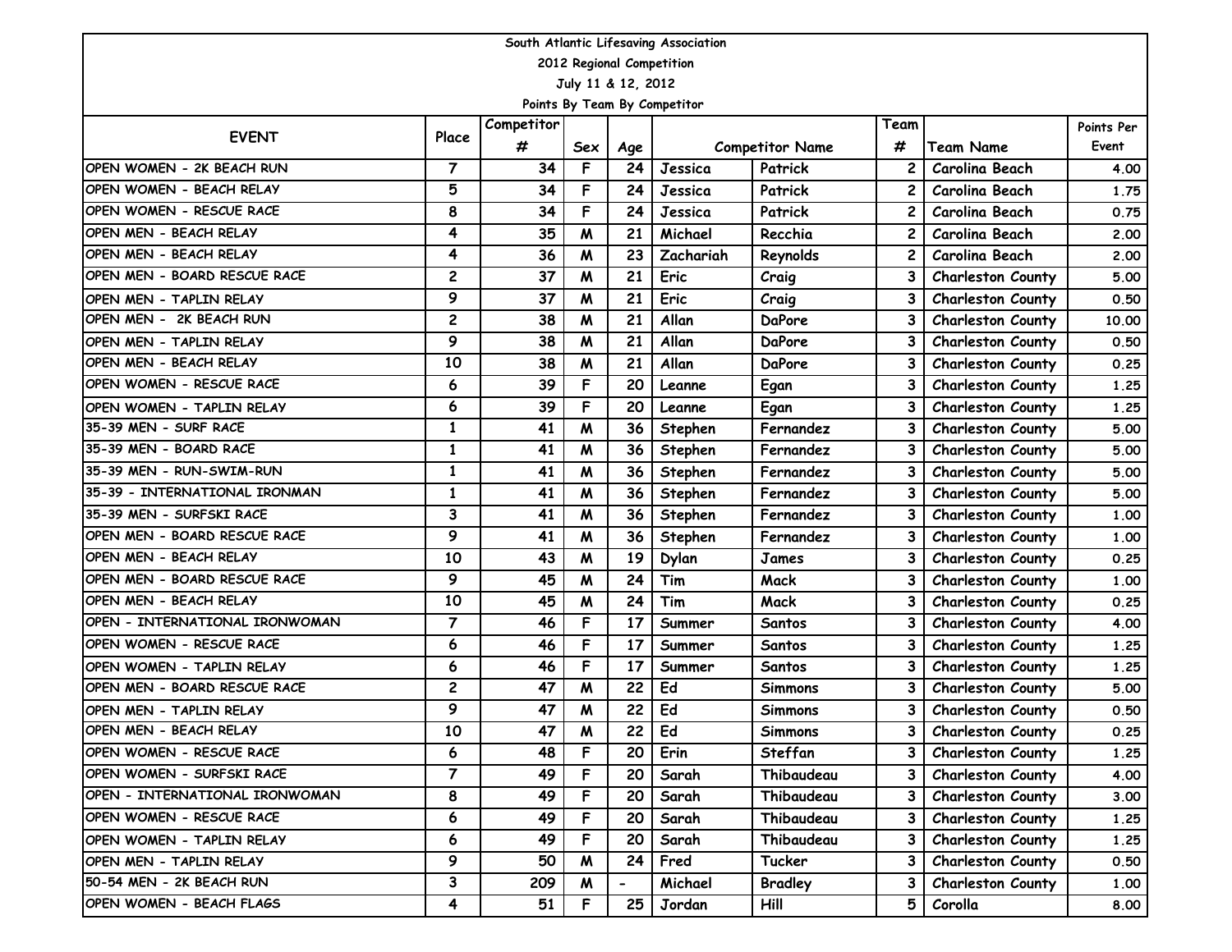South Atlantic Lifesaving Association

2012 Regional Competition

July 11 & 12, 2012

Points By Team By Competitor

| EVENT | Place | Competitor # | Sex | Age | Competitor Name | | Team # | Team Name | Points Per Event |
|---|---|---|---|---|---|---|---|---|---|
| OPEN WOMEN - 2K BEACH RUN | 7 | 34 | F | 24 | Jessica | Patrick | 2 | Carolina Beach | 4.00 |
| OPEN WOMEN - BEACH RELAY | 5 | 34 | F | 24 | Jessica | Patrick | 2 | Carolina Beach | 1.75 |
| OPEN WOMEN - RESCUE RACE | 8 | 34 | F | 24 | Jessica | Patrick | 2 | Carolina Beach | 0.75 |
| OPEN MEN - BEACH RELAY | 4 | 35 | M | 21 | Michael | Recchia | 2 | Carolina Beach | 2.00 |
| OPEN MEN - BEACH RELAY | 4 | 36 | M | 23 | Zachariah | Reynolds | 2 | Carolina Beach | 2.00 |
| OPEN MEN - BOARD RESCUE RACE | 2 | 37 | M | 21 | Eric | Craig | 3 | Charleston County | 5.00 |
| OPEN MEN - TAPLIN RELAY | 9 | 37 | M | 21 | Eric | Craig | 3 | Charleston County | 0.50 |
| OPEN MEN - 2K BEACH RUN | 2 | 38 | M | 21 | Allan | DaPore | 3 | Charleston County | 10.00 |
| OPEN MEN - TAPLIN RELAY | 9 | 38 | M | 21 | Allan | DaPore | 3 | Charleston County | 0.50 |
| OPEN MEN - BEACH RELAY | 10 | 38 | M | 21 | Allan | DaPore | 3 | Charleston County | 0.25 |
| OPEN WOMEN - RESCUE RACE | 6 | 39 | F | 20 | Leanne | Egan | 3 | Charleston County | 1.25 |
| OPEN WOMEN - TAPLIN RELAY | 6 | 39 | F | 20 | Leanne | Egan | 3 | Charleston County | 1.25 |
| 35-39 MEN - SURF RACE | 1 | 41 | M | 36 | Stephen | Fernandez | 3 | Charleston County | 5.00 |
| 35-39 MEN - BOARD RACE | 1 | 41 | M | 36 | Stephen | Fernandez | 3 | Charleston County | 5.00 |
| 35-39 MEN - RUN-SWIM-RUN | 1 | 41 | M | 36 | Stephen | Fernandez | 3 | Charleston County | 5.00 |
| 35-39 - INTERNATIONAL IRONMAN | 1 | 41 | M | 36 | Stephen | Fernandez | 3 | Charleston County | 5.00 |
| 35-39 MEN - SURFSKI RACE | 3 | 41 | M | 36 | Stephen | Fernandez | 3 | Charleston County | 1.00 |
| OPEN MEN - BOARD RESCUE RACE | 9 | 41 | M | 36 | Stephen | Fernandez | 3 | Charleston County | 1.00 |
| OPEN MEN - BEACH RELAY | 10 | 43 | M | 19 | Dylan | James | 3 | Charleston County | 0.25 |
| OPEN MEN - BOARD RESCUE RACE | 9 | 45 | M | 24 | Tim | Mack | 3 | Charleston County | 1.00 |
| OPEN MEN - BEACH RELAY | 10 | 45 | M | 24 | Tim | Mack | 3 | Charleston County | 0.25 |
| OPEN - INTERNATIONAL IRONWOMAN | 7 | 46 | F | 17 | Summer | Santos | 3 | Charleston County | 4.00 |
| OPEN WOMEN - RESCUE RACE | 6 | 46 | F | 17 | Summer | Santos | 3 | Charleston County | 1.25 |
| OPEN WOMEN - TAPLIN RELAY | 6 | 46 | F | 17 | Summer | Santos | 3 | Charleston County | 1.25 |
| OPEN MEN - BOARD RESCUE RACE | 2 | 47 | M | 22 | Ed | Simmons | 3 | Charleston County | 5.00 |
| OPEN MEN - TAPLIN RELAY | 9 | 47 | M | 22 | Ed | Simmons | 3 | Charleston County | 0.50 |
| OPEN MEN - BEACH RELAY | 10 | 47 | M | 22 | Ed | Simmons | 3 | Charleston County | 0.25 |
| OPEN WOMEN - RESCUE RACE | 6 | 48 | F | 20 | Erin | Steffan | 3 | Charleston County | 1.25 |
| OPEN WOMEN - SURFSKI RACE | 7 | 49 | F | 20 | Sarah | Thibaudeau | 3 | Charleston County | 4.00 |
| OPEN - INTERNATIONAL IRONWOMAN | 8 | 49 | F | 20 | Sarah | Thibaudeau | 3 | Charleston County | 3.00 |
| OPEN WOMEN - RESCUE RACE | 6 | 49 | F | 20 | Sarah | Thibaudeau | 3 | Charleston County | 1.25 |
| OPEN WOMEN - TAPLIN RELAY | 6 | 49 | F | 20 | Sarah | Thibaudeau | 3 | Charleston County | 1.25 |
| OPEN MEN - TAPLIN RELAY | 9 | 50 | M | 24 | Fred | Tucker | 3 | Charleston County | 0.50 |
| 50-54 MEN - 2K BEACH RUN | 3 | 209 | M | - | Michael | Bradley | 3 | Charleston County | 1.00 |
| OPEN WOMEN - BEACH FLAGS | 4 | 51 | F | 25 | Jordan | Hill | 5 | Corolla | 8.00 |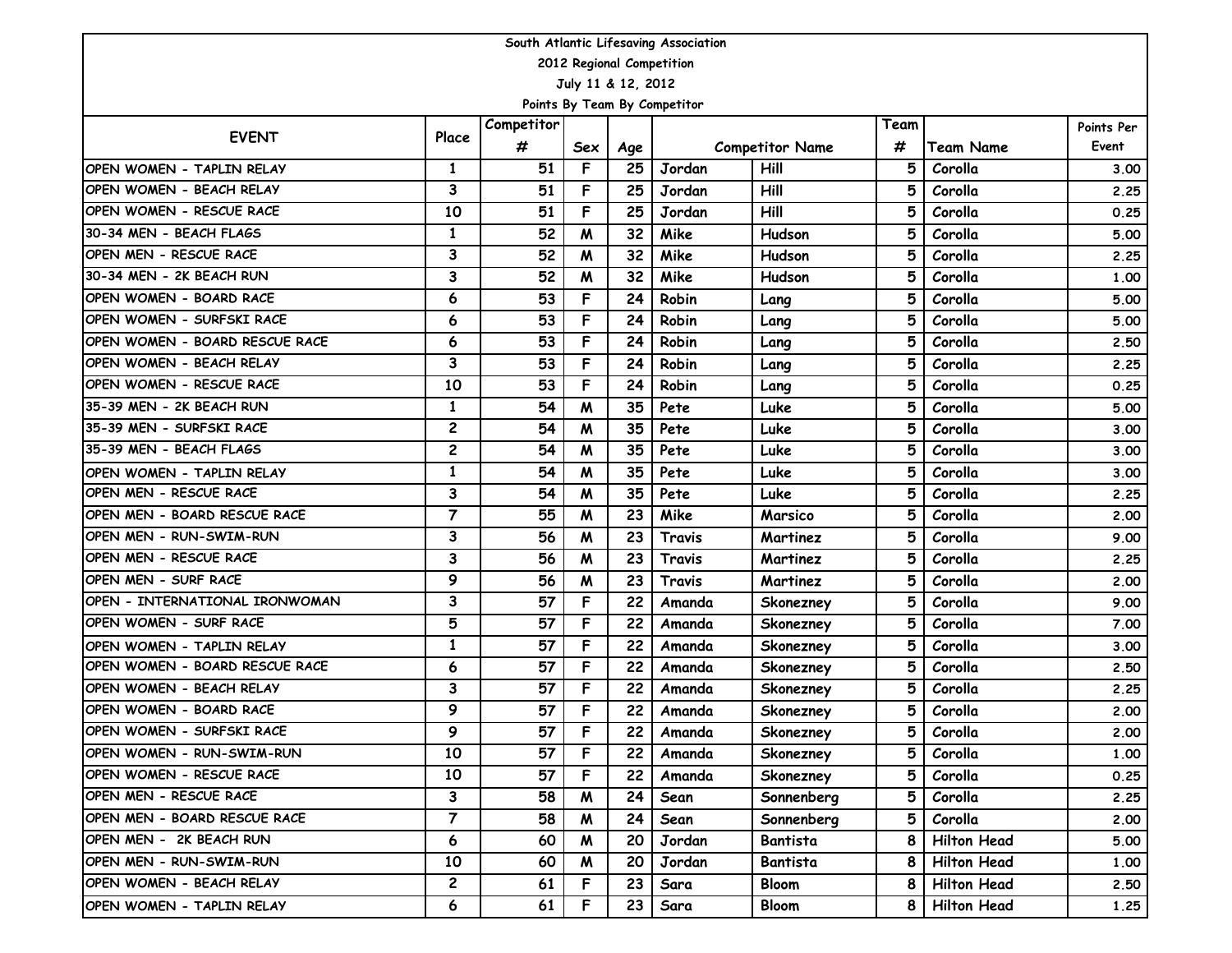South Atlantic Lifesaving Association

2012 Regional Competition

July 11 & 12, 2012

Points By Team By Competitor

| EVENT | Place | Competitor # | Sex | Age | Competitor Name | | Team # | Team Name | Points Per Event |
|---|---|---|---|---|---|---|---|---|---|
| OPEN WOMEN - TAPLIN RELAY | 1 | 51 | F | 25 | Jordan | Hill | 5 | Corolla | 3.00 |
| OPEN WOMEN - BEACH RELAY | 3 | 51 | F | 25 | Jordan | Hill | 5 | Corolla | 2.25 |
| OPEN WOMEN - RESCUE RACE | 10 | 51 | F | 25 | Jordan | Hill | 5 | Corolla | 0.25 |
| 30-34 MEN - BEACH FLAGS | 1 | 52 | M | 32 | Mike | Hudson | 5 | Corolla | 5.00 |
| OPEN MEN - RESCUE RACE | 3 | 52 | M | 32 | Mike | Hudson | 5 | Corolla | 2.25 |
| 30-34 MEN - 2K BEACH RUN | 3 | 52 | M | 32 | Mike | Hudson | 5 | Corolla | 1.00 |
| OPEN WOMEN - BOARD RACE | 6 | 53 | F | 24 | Robin | Lang | 5 | Corolla | 5.00 |
| OPEN WOMEN - SURFSKI RACE | 6 | 53 | F | 24 | Robin | Lang | 5 | Corolla | 5.00 |
| OPEN WOMEN - BOARD RESCUE RACE | 6 | 53 | F | 24 | Robin | Lang | 5 | Corolla | 2.50 |
| OPEN WOMEN - BEACH RELAY | 3 | 53 | F | 24 | Robin | Lang | 5 | Corolla | 2.25 |
| OPEN WOMEN - RESCUE RACE | 10 | 53 | F | 24 | Robin | Lang | 5 | Corolla | 0.25 |
| 35-39 MEN - 2K BEACH RUN | 1 | 54 | M | 35 | Pete | Luke | 5 | Corolla | 5.00 |
| 35-39 MEN - SURFSKI RACE | 2 | 54 | M | 35 | Pete | Luke | 5 | Corolla | 3.00 |
| 35-39 MEN - BEACH FLAGS | 2 | 54 | M | 35 | Pete | Luke | 5 | Corolla | 3.00 |
| OPEN WOMEN - TAPLIN RELAY | 1 | 54 | M | 35 | Pete | Luke | 5 | Corolla | 3.00 |
| OPEN MEN - RESCUE RACE | 3 | 54 | M | 35 | Pete | Luke | 5 | Corolla | 2.25 |
| OPEN MEN - BOARD RESCUE RACE | 7 | 55 | M | 23 | Mike | Marsico | 5 | Corolla | 2.00 |
| OPEN MEN - RUN-SWIM-RUN | 3 | 56 | M | 23 | Travis | Martinez | 5 | Corolla | 9.00 |
| OPEN MEN - RESCUE RACE | 3 | 56 | M | 23 | Travis | Martinez | 5 | Corolla | 2.25 |
| OPEN MEN - SURF RACE | 9 | 56 | M | 23 | Travis | Martinez | 5 | Corolla | 2.00 |
| OPEN - INTERNATIONAL IRONWOMAN | 3 | 57 | F | 22 | Amanda | Skonezney | 5 | Corolla | 9.00 |
| OPEN WOMEN - SURF RACE | 5 | 57 | F | 22 | Amanda | Skonezney | 5 | Corolla | 7.00 |
| OPEN WOMEN - TAPLIN RELAY | 1 | 57 | F | 22 | Amanda | Skonezney | 5 | Corolla | 3.00 |
| OPEN WOMEN - BOARD RESCUE RACE | 6 | 57 | F | 22 | Amanda | Skonezney | 5 | Corolla | 2.50 |
| OPEN WOMEN - BEACH RELAY | 3 | 57 | F | 22 | Amanda | Skonezney | 5 | Corolla | 2.25 |
| OPEN WOMEN - BOARD RACE | 9 | 57 | F | 22 | Amanda | Skonezney | 5 | Corolla | 2.00 |
| OPEN WOMEN - SURFSKI RACE | 9 | 57 | F | 22 | Amanda | Skonezney | 5 | Corolla | 2.00 |
| OPEN WOMEN - RUN-SWIM-RUN | 10 | 57 | F | 22 | Amanda | Skonezney | 5 | Corolla | 1.00 |
| OPEN WOMEN - RESCUE RACE | 10 | 57 | F | 22 | Amanda | Skonezney | 5 | Corolla | 0.25 |
| OPEN MEN - RESCUE RACE | 3 | 58 | M | 24 | Sean | Sonnenberg | 5 | Corolla | 2.25 |
| OPEN MEN - BOARD RESCUE RACE | 7 | 58 | M | 24 | Sean | Sonnenberg | 5 | Corolla | 2.00 |
| OPEN MEN - 2K BEACH RUN | 6 | 60 | M | 20 | Jordan | Bantista | 8 | Hilton Head | 5.00 |
| OPEN MEN - RUN-SWIM-RUN | 10 | 60 | M | 20 | Jordan | Bantista | 8 | Hilton Head | 1.00 |
| OPEN WOMEN - BEACH RELAY | 2 | 61 | F | 23 | Sara | Bloom | 8 | Hilton Head | 2.50 |
| OPEN WOMEN - TAPLIN RELAY | 6 | 61 | F | 23 | Sara | Bloom | 8 | Hilton Head | 1.25 |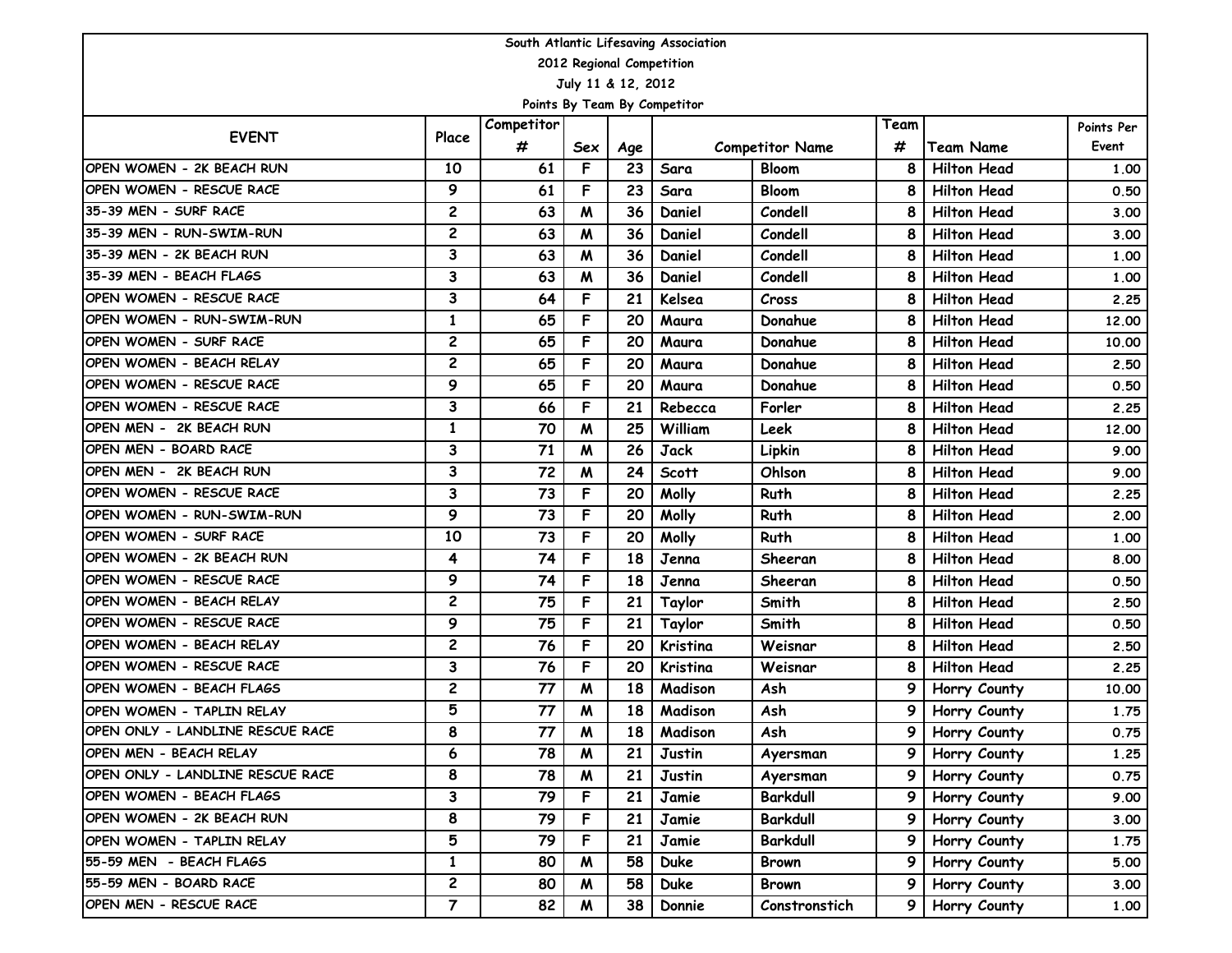South Atlantic Lifesaving Association

2012 Regional Competition

July 11 & 12, 2012

Points By Team By Competitor

| EVENT | Place | Competitor # | Sex | Age | Competitor Name | | Team # | Team Name | Points Per Event |
|---|---|---|---|---|---|---|---|---|---|
| OPEN WOMEN - 2K BEACH RUN | 10 | 61 | F | 23 | Sara | Bloom | 8 | Hilton Head | 1.00 |
| OPEN WOMEN - RESCUE RACE | 9 | 61 | F | 23 | Sara | Bloom | 8 | Hilton Head | 0.50 |
| 35-39 MEN - SURF RACE | 2 | 63 | M | 36 | Daniel | Condell | 8 | Hilton Head | 3.00 |
| 35-39 MEN - RUN-SWIM-RUN | 2 | 63 | M | 36 | Daniel | Condell | 8 | Hilton Head | 3.00 |
| 35-39 MEN - 2K BEACH RUN | 3 | 63 | M | 36 | Daniel | Condell | 8 | Hilton Head | 1.00 |
| 35-39 MEN - BEACH FLAGS | 3 | 63 | M | 36 | Daniel | Condell | 8 | Hilton Head | 1.00 |
| OPEN WOMEN - RESCUE RACE | 3 | 64 | F | 21 | Kelsea | Cross | 8 | Hilton Head | 2.25 |
| OPEN WOMEN - RUN-SWIM-RUN | 1 | 65 | F | 20 | Maura | Donahue | 8 | Hilton Head | 12.00 |
| OPEN WOMEN - SURF RACE | 2 | 65 | F | 20 | Maura | Donahue | 8 | Hilton Head | 10.00 |
| OPEN WOMEN - BEACH RELAY | 2 | 65 | F | 20 | Maura | Donahue | 8 | Hilton Head | 2.50 |
| OPEN WOMEN - RESCUE RACE | 9 | 65 | F | 20 | Maura | Donahue | 8 | Hilton Head | 0.50 |
| OPEN WOMEN - RESCUE RACE | 3 | 66 | F | 21 | Rebecca | Forler | 8 | Hilton Head | 2.25 |
| OPEN MEN - 2K BEACH RUN | 1 | 70 | M | 25 | William | Leek | 8 | Hilton Head | 12.00 |
| OPEN MEN - BOARD RACE | 3 | 71 | M | 26 | Jack | Lipkin | 8 | Hilton Head | 9.00 |
| OPEN MEN - 2K BEACH RUN | 3 | 72 | M | 24 | Scott | Ohlson | 8 | Hilton Head | 9.00 |
| OPEN WOMEN - RESCUE RACE | 3 | 73 | F | 20 | Molly | Ruth | 8 | Hilton Head | 2.25 |
| OPEN WOMEN - RUN-SWIM-RUN | 9 | 73 | F | 20 | Molly | Ruth | 8 | Hilton Head | 2.00 |
| OPEN WOMEN - SURF RACE | 10 | 73 | F | 20 | Molly | Ruth | 8 | Hilton Head | 1.00 |
| OPEN WOMEN - 2K BEACH RUN | 4 | 74 | F | 18 | Jenna | Sheeran | 8 | Hilton Head | 8.00 |
| OPEN WOMEN - RESCUE RACE | 9 | 74 | F | 18 | Jenna | Sheeran | 8 | Hilton Head | 0.50 |
| OPEN WOMEN - BEACH RELAY | 2 | 75 | F | 21 | Taylor | Smith | 8 | Hilton Head | 2.50 |
| OPEN WOMEN - RESCUE RACE | 9 | 75 | F | 21 | Taylor | Smith | 8 | Hilton Head | 0.50 |
| OPEN WOMEN - BEACH RELAY | 2 | 76 | F | 20 | Kristina | Weisnar | 8 | Hilton Head | 2.50 |
| OPEN WOMEN - RESCUE RACE | 3 | 76 | F | 20 | Kristina | Weisnar | 8 | Hilton Head | 2.25 |
| OPEN WOMEN - BEACH FLAGS | 2 | 77 | M | 18 | Madison | Ash | 9 | Horry County | 10.00 |
| OPEN WOMEN - TAPLIN RELAY | 5 | 77 | M | 18 | Madison | Ash | 9 | Horry County | 1.75 |
| OPEN ONLY - LANDLINE RESCUE RACE | 8 | 77 | M | 18 | Madison | Ash | 9 | Horry County | 0.75 |
| OPEN MEN - BEACH RELAY | 6 | 78 | M | 21 | Justin | Ayersman | 9 | Horry County | 1.25 |
| OPEN ONLY - LANDLINE RESCUE RACE | 8 | 78 | M | 21 | Justin | Ayersman | 9 | Horry County | 0.75 |
| OPEN WOMEN - BEACH FLAGS | 3 | 79 | F | 21 | Jamie | Barkdull | 9 | Horry County | 9.00 |
| OPEN WOMEN - 2K BEACH RUN | 8 | 79 | F | 21 | Jamie | Barkdull | 9 | Horry County | 3.00 |
| OPEN WOMEN - TAPLIN RELAY | 5 | 79 | F | 21 | Jamie | Barkdull | 9 | Horry County | 1.75 |
| 55-59 MEN - BEACH FLAGS | 1 | 80 | M | 58 | Duke | Brown | 9 | Horry County | 5.00 |
| 55-59 MEN - BOARD RACE | 2 | 80 | M | 58 | Duke | Brown | 9 | Horry County | 3.00 |
| OPEN MEN - RESCUE RACE | 7 | 82 | M | 38 | Donnie | Constronstich | 9 | Horry County | 1.00 |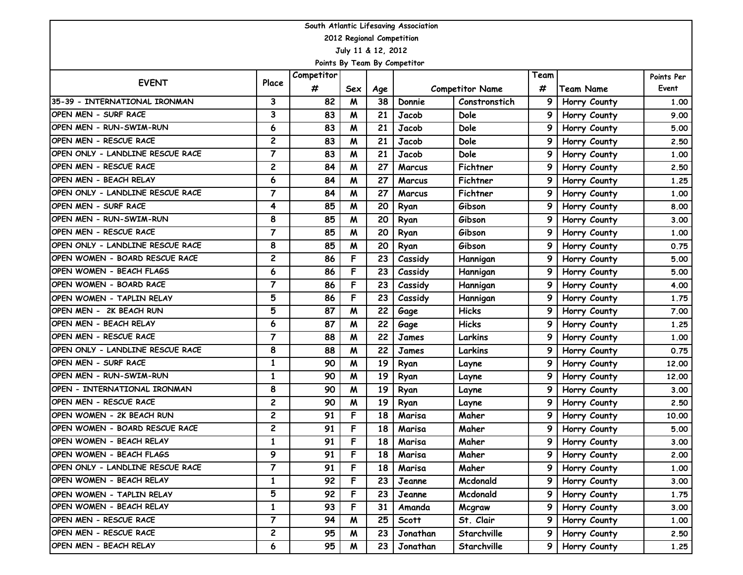South Atlantic Lifesaving Association

2012 Regional Competition

July 11 & 12, 2012

Points By Team By Competitor

| EVENT | Place | Competitor # | Sex | Age | Competitor Name | | Team # | Team Name | Points Per Event |
|---|---|---|---|---|---|---|---|---|---|
| 35-39 - INTERNATIONAL IRONMAN | 3 | 82 | M | 38 | Donnie | Constronstich | 9 | Horry County | 1.00 |
| OPEN MEN - SURF RACE | 3 | 83 | M | 21 | Jacob | Dole | 9 | Horry County | 9.00 |
| OPEN MEN - RUN-SWIM-RUN | 6 | 83 | M | 21 | Jacob | Dole | 9 | Horry County | 5.00 |
| OPEN MEN - RESCUE RACE | 2 | 83 | M | 21 | Jacob | Dole | 9 | Horry County | 2.50 |
| OPEN ONLY - LANDLINE RESCUE RACE | 7 | 83 | M | 21 | Jacob | Dole | 9 | Horry County | 1.00 |
| OPEN MEN - RESCUE RACE | 2 | 84 | M | 27 | Marcus | Fichtner | 9 | Horry County | 2.50 |
| OPEN MEN - BEACH RELAY | 6 | 84 | M | 27 | Marcus | Fichtner | 9 | Horry County | 1.25 |
| OPEN ONLY - LANDLINE RESCUE RACE | 7 | 84 | M | 27 | Marcus | Fichtner | 9 | Horry County | 1.00 |
| OPEN MEN - SURF RACE | 4 | 85 | M | 20 | Ryan | Gibson | 9 | Horry County | 8.00 |
| OPEN MEN - RUN-SWIM-RUN | 8 | 85 | M | 20 | Ryan | Gibson | 9 | Horry County | 3.00 |
| OPEN MEN - RESCUE RACE | 7 | 85 | M | 20 | Ryan | Gibson | 9 | Horry County | 1.00 |
| OPEN ONLY - LANDLINE RESCUE RACE | 8 | 85 | M | 20 | Ryan | Gibson | 9 | Horry County | 0.75 |
| OPEN WOMEN - BOARD RESCUE RACE | 2 | 86 | F | 23 | Cassidy | Hannigan | 9 | Horry County | 5.00 |
| OPEN WOMEN - BEACH FLAGS | 6 | 86 | F | 23 | Cassidy | Hannigan | 9 | Horry County | 5.00 |
| OPEN WOMEN - BOARD RACE | 7 | 86 | F | 23 | Cassidy | Hannigan | 9 | Horry County | 4.00 |
| OPEN WOMEN - TAPLIN RELAY | 5 | 86 | F | 23 | Cassidy | Hannigan | 9 | Horry County | 1.75 |
| OPEN MEN - 2K BEACH RUN | 5 | 87 | M | 22 | Gage | Hicks | 9 | Horry County | 7.00 |
| OPEN MEN - BEACH RELAY | 6 | 87 | M | 22 | Gage | Hicks | 9 | Horry County | 1.25 |
| OPEN MEN - RESCUE RACE | 7 | 88 | M | 22 | James | Larkins | 9 | Horry County | 1.00 |
| OPEN ONLY - LANDLINE RESCUE RACE | 8 | 88 | M | 22 | James | Larkins | 9 | Horry County | 0.75 |
| OPEN MEN - SURF RACE | 1 | 90 | M | 19 | Ryan | Layne | 9 | Horry County | 12.00 |
| OPEN MEN - RUN-SWIM-RUN | 1 | 90 | M | 19 | Ryan | Layne | 9 | Horry County | 12.00 |
| OPEN - INTERNATIONAL IRONMAN | 8 | 90 | M | 19 | Ryan | Layne | 9 | Horry County | 3.00 |
| OPEN MEN - RESCUE RACE | 2 | 90 | M | 19 | Ryan | Layne | 9 | Horry County | 2.50 |
| OPEN WOMEN - 2K BEACH RUN | 2 | 91 | F | 18 | Marisa | Maher | 9 | Horry County | 10.00 |
| OPEN WOMEN - BOARD RESCUE RACE | 2 | 91 | F | 18 | Marisa | Maher | 9 | Horry County | 5.00 |
| OPEN WOMEN - BEACH RELAY | 1 | 91 | F | 18 | Marisa | Maher | 9 | Horry County | 3.00 |
| OPEN WOMEN - BEACH FLAGS | 9 | 91 | F | 18 | Marisa | Maher | 9 | Horry County | 2.00 |
| OPEN ONLY - LANDLINE RESCUE RACE | 7 | 91 | F | 18 | Marisa | Maher | 9 | Horry County | 1.00 |
| OPEN WOMEN - BEACH RELAY | 1 | 92 | F | 23 | Jeanne | Mcdonald | 9 | Horry County | 3.00 |
| OPEN WOMEN - TAPLIN RELAY | 5 | 92 | F | 23 | Jeanne | Mcdonald | 9 | Horry County | 1.75 |
| OPEN WOMEN - BEACH RELAY | 1 | 93 | F | 31 | Amanda | Mcgraw | 9 | Horry County | 3.00 |
| OPEN MEN - RESCUE RACE | 7 | 94 | M | 25 | Scott | St. Clair | 9 | Horry County | 1.00 |
| OPEN MEN - RESCUE RACE | 2 | 95 | M | 23 | Jonathan | Starchville | 9 | Horry County | 2.50 |
| OPEN MEN - BEACH RELAY | 6 | 95 | M | 23 | Jonathan | Starchville | 9 | Horry County | 1.25 |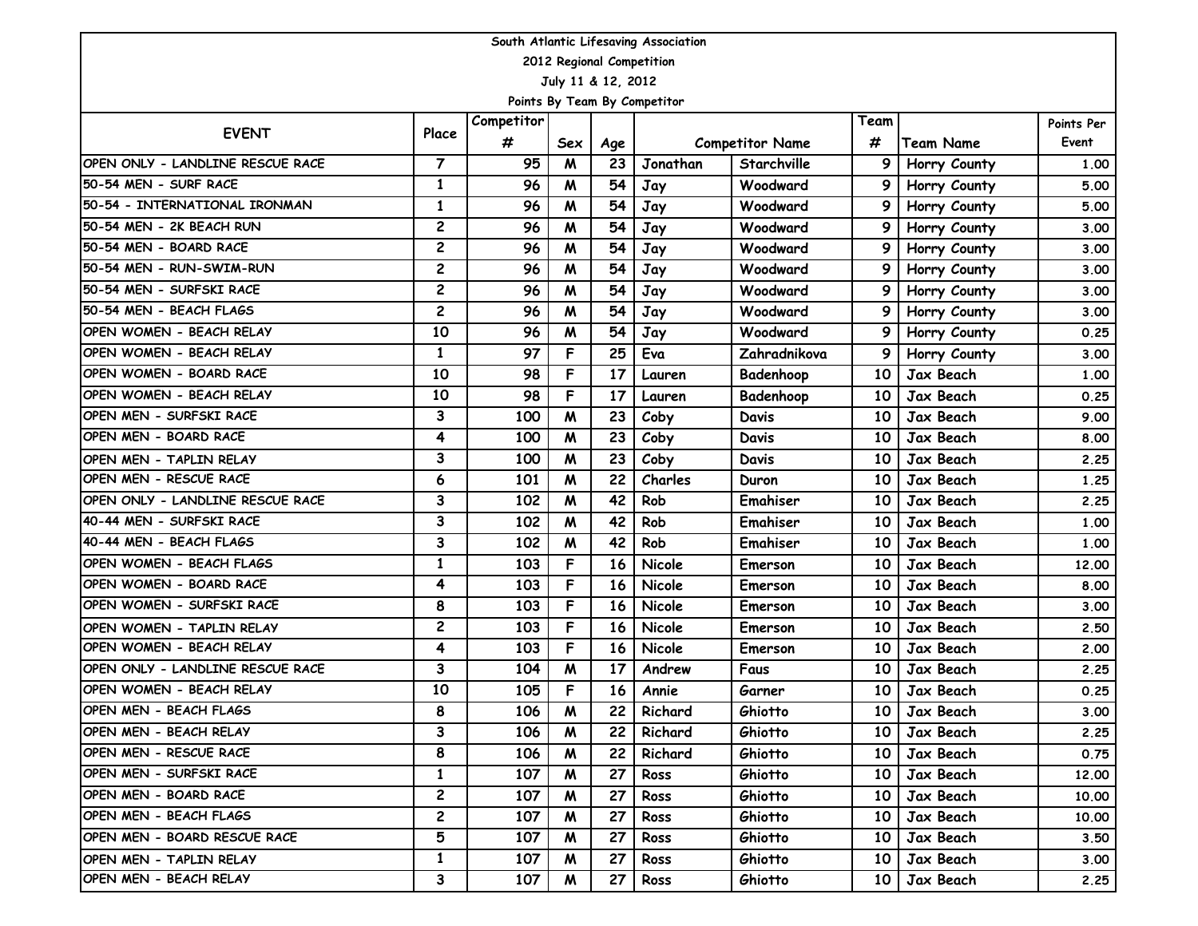South Atlantic Lifesaving Association

2012 Regional Competition

July 11 & 12, 2012

Points By Team By Competitor

| EVENT | Place | Competitor # | Sex | Age | Competitor Name | | Team # | Team Name | Points Per Event |
|---|---|---|---|---|---|---|---|---|---|
| OPEN ONLY - LANDLINE RESCUE RACE | 7 | 95 | M | 23 | Jonathan | Starchville | 9 | Horry County | 1.00 |
| 50-54 MEN - SURF RACE | 1 | 96 | M | 54 | Jay | Woodward | 9 | Horry County | 5.00 |
| 50-54 - INTERNATIONAL IRONMAN | 1 | 96 | M | 54 | Jay | Woodward | 9 | Horry County | 5.00 |
| 50-54 MEN - 2K BEACH RUN | 2 | 96 | M | 54 | Jay | Woodward | 9 | Horry County | 3.00 |
| 50-54 MEN - BOARD RACE | 2 | 96 | M | 54 | Jay | Woodward | 9 | Horry County | 3.00 |
| 50-54 MEN - RUN-SWIM-RUN | 2 | 96 | M | 54 | Jay | Woodward | 9 | Horry County | 3.00 |
| 50-54 MEN - SURFSKI RACE | 2 | 96 | M | 54 | Jay | Woodward | 9 | Horry County | 3.00 |
| 50-54 MEN - BEACH FLAGS | 2 | 96 | M | 54 | Jay | Woodward | 9 | Horry County | 3.00 |
| OPEN WOMEN - BEACH RELAY | 10 | 96 | M | 54 | Jay | Woodward | 9 | Horry County | 0.25 |
| OPEN WOMEN - BEACH RELAY | 1 | 97 | F | 25 | Eva | Zahradnikova | 9 | Horry County | 3.00 |
| OPEN WOMEN - BOARD RACE | 10 | 98 | F | 17 | Lauren | Badenhoop | 10 | Jax Beach | 1.00 |
| OPEN WOMEN - BEACH RELAY | 10 | 98 | F | 17 | Lauren | Badenhoop | 10 | Jax Beach | 0.25 |
| OPEN MEN - SURFSKI RACE | 3 | 100 | M | 23 | Coby | Davis | 10 | Jax Beach | 9.00 |
| OPEN MEN - BOARD RACE | 4 | 100 | M | 23 | Coby | Davis | 10 | Jax Beach | 8.00 |
| OPEN MEN - TAPLIN RELAY | 3 | 100 | M | 23 | Coby | Davis | 10 | Jax Beach | 2.25 |
| OPEN MEN - RESCUE RACE | 6 | 101 | M | 22 | Charles | Duron | 10 | Jax Beach | 1.25 |
| OPEN ONLY - LANDLINE RESCUE RACE | 3 | 102 | M | 42 | Rob | Emahiser | 10 | Jax Beach | 2.25 |
| 40-44 MEN - SURFSKI RACE | 3 | 102 | M | 42 | Rob | Emahiser | 10 | Jax Beach | 1.00 |
| 40-44 MEN - BEACH FLAGS | 3 | 102 | M | 42 | Rob | Emahiser | 10 | Jax Beach | 1.00 |
| OPEN WOMEN - BEACH FLAGS | 1 | 103 | F | 16 | Nicole | Emerson | 10 | Jax Beach | 12.00 |
| OPEN WOMEN - BOARD RACE | 4 | 103 | F | 16 | Nicole | Emerson | 10 | Jax Beach | 8.00 |
| OPEN WOMEN - SURFSKI RACE | 8 | 103 | F | 16 | Nicole | Emerson | 10 | Jax Beach | 3.00 |
| OPEN WOMEN - TAPLIN RELAY | 2 | 103 | F | 16 | Nicole | Emerson | 10 | Jax Beach | 2.50 |
| OPEN WOMEN - BEACH RELAY | 4 | 103 | F | 16 | Nicole | Emerson | 10 | Jax Beach | 2.00 |
| OPEN ONLY - LANDLINE RESCUE RACE | 3 | 104 | M | 17 | Andrew | Faus | 10 | Jax Beach | 2.25 |
| OPEN WOMEN - BEACH RELAY | 10 | 105 | F | 16 | Annie | Garner | 10 | Jax Beach | 0.25 |
| OPEN MEN - BEACH FLAGS | 8 | 106 | M | 22 | Richard | Ghiotto | 10 | Jax Beach | 3.00 |
| OPEN MEN - BEACH RELAY | 3 | 106 | M | 22 | Richard | Ghiotto | 10 | Jax Beach | 2.25 |
| OPEN MEN - RESCUE RACE | 8 | 106 | M | 22 | Richard | Ghiotto | 10 | Jax Beach | 0.75 |
| OPEN MEN - SURFSKI RACE | 1 | 107 | M | 27 | Ross | Ghiotto | 10 | Jax Beach | 12.00 |
| OPEN MEN - BOARD RACE | 2 | 107 | M | 27 | Ross | Ghiotto | 10 | Jax Beach | 10.00 |
| OPEN MEN - BEACH FLAGS | 2 | 107 | M | 27 | Ross | Ghiotto | 10 | Jax Beach | 10.00 |
| OPEN MEN - BOARD RESCUE RACE | 5 | 107 | M | 27 | Ross | Ghiotto | 10 | Jax Beach | 3.50 |
| OPEN MEN - TAPLIN RELAY | 1 | 107 | M | 27 | Ross | Ghiotto | 10 | Jax Beach | 3.00 |
| OPEN MEN - BEACH RELAY | 3 | 107 | M | 27 | Ross | Ghiotto | 10 | Jax Beach | 2.25 |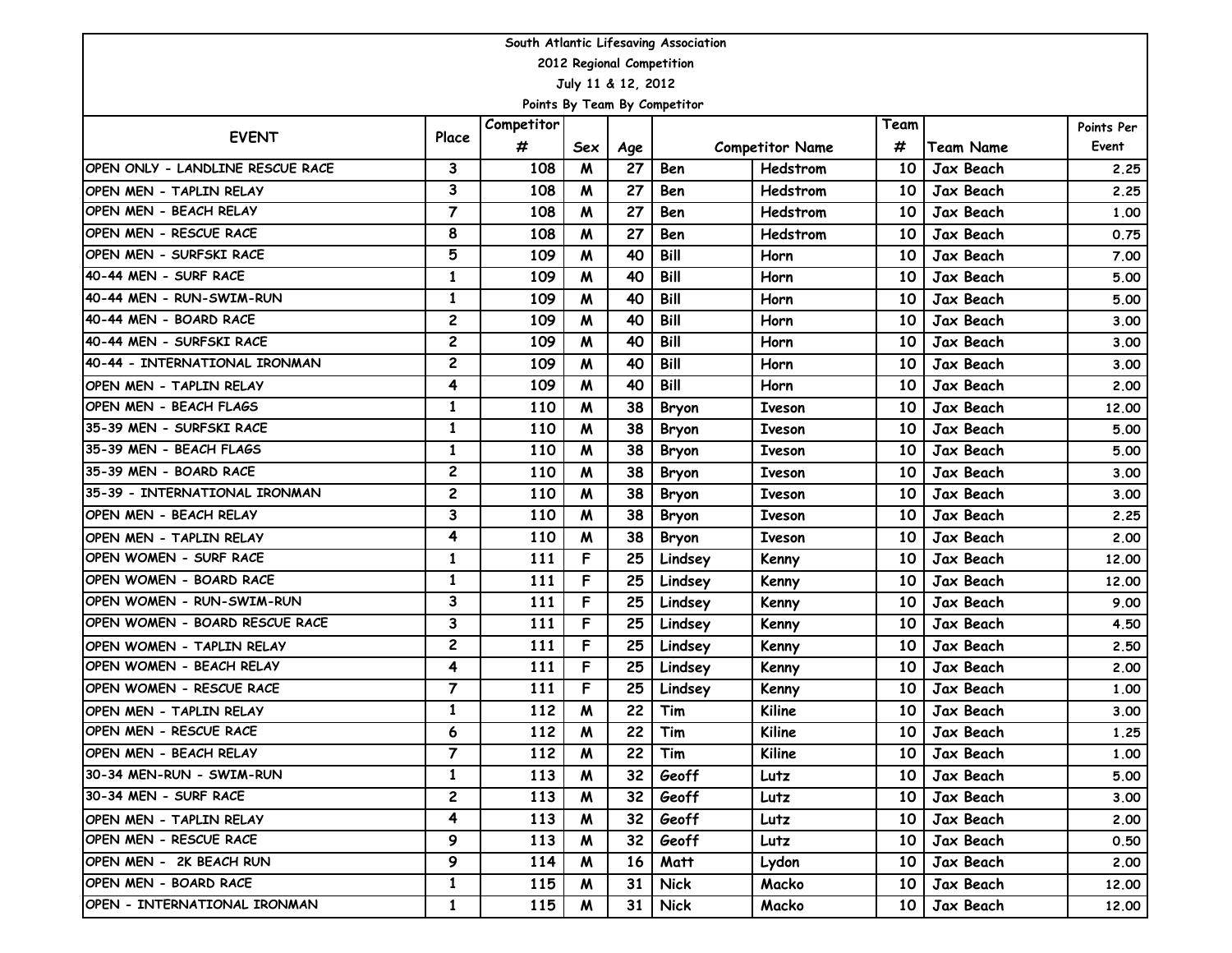South Atlantic Lifesaving Association

2012 Regional Competition

July 11 & 12, 2012

Points By Team By Competitor

| EVENT | Place | Competitor # | Sex | Age | Competitor Name | | Team # | Team Name | Points Per Event |
|---|---|---|---|---|---|---|---|---|---|
| OPEN ONLY - LANDLINE RESCUE RACE | 3 | 108 | M | 27 | Ben | Hedstrom | 10 | Jax Beach | 2.25 |
| OPEN MEN - TAPLIN RELAY | 3 | 108 | M | 27 | Ben | Hedstrom | 10 | Jax Beach | 2.25 |
| OPEN MEN - BEACH RELAY | 7 | 108 | M | 27 | Ben | Hedstrom | 10 | Jax Beach | 1.00 |
| OPEN MEN - RESCUE RACE | 8 | 108 | M | 27 | Ben | Hedstrom | 10 | Jax Beach | 0.75 |
| OPEN MEN - SURFSKI RACE | 5 | 109 | M | 40 | Bill | Horn | 10 | Jax Beach | 7.00 |
| 40-44 MEN - SURF RACE | 1 | 109 | M | 40 | Bill | Horn | 10 | Jax Beach | 5.00 |
| 40-44 MEN - RUN-SWIM-RUN | 1 | 109 | M | 40 | Bill | Horn | 10 | Jax Beach | 5.00 |
| 40-44 MEN - BOARD RACE | 2 | 109 | M | 40 | Bill | Horn | 10 | Jax Beach | 3.00 |
| 40-44 MEN - SURFSKI RACE | 2 | 109 | M | 40 | Bill | Horn | 10 | Jax Beach | 3.00 |
| 40-44 - INTERNATIONAL IRONMAN | 2 | 109 | M | 40 | Bill | Horn | 10 | Jax Beach | 3.00 |
| OPEN MEN - TAPLIN RELAY | 4 | 109 | M | 40 | Bill | Horn | 10 | Jax Beach | 2.00 |
| OPEN MEN - BEACH FLAGS | 1 | 110 | M | 38 | Bryon | Iveson | 10 | Jax Beach | 12.00 |
| 35-39 MEN - SURFSKI RACE | 1 | 110 | M | 38 | Bryon | Iveson | 10 | Jax Beach | 5.00 |
| 35-39 MEN - BEACH FLAGS | 1 | 110 | M | 38 | Bryon | Iveson | 10 | Jax Beach | 5.00 |
| 35-39 MEN - BOARD RACE | 2 | 110 | M | 38 | Bryon | Iveson | 10 | Jax Beach | 3.00 |
| 35-39 - INTERNATIONAL IRONMAN | 2 | 110 | M | 38 | Bryon | Iveson | 10 | Jax Beach | 3.00 |
| OPEN MEN - BEACH RELAY | 3 | 110 | M | 38 | Bryon | Iveson | 10 | Jax Beach | 2.25 |
| OPEN MEN - TAPLIN RELAY | 4 | 110 | M | 38 | Bryon | Iveson | 10 | Jax Beach | 2.00 |
| OPEN WOMEN - SURF RACE | 1 | 111 | F | 25 | Lindsey | Kenny | 10 | Jax Beach | 12.00 |
| OPEN WOMEN - BOARD RACE | 1 | 111 | F | 25 | Lindsey | Kenny | 10 | Jax Beach | 12.00 |
| OPEN WOMEN - RUN-SWIM-RUN | 3 | 111 | F | 25 | Lindsey | Kenny | 10 | Jax Beach | 9.00 |
| OPEN WOMEN - BOARD RESCUE RACE | 3 | 111 | F | 25 | Lindsey | Kenny | 10 | Jax Beach | 4.50 |
| OPEN WOMEN - TAPLIN RELAY | 2 | 111 | F | 25 | Lindsey | Kenny | 10 | Jax Beach | 2.50 |
| OPEN WOMEN - BEACH RELAY | 4 | 111 | F | 25 | Lindsey | Kenny | 10 | Jax Beach | 2.00 |
| OPEN WOMEN - RESCUE RACE | 7 | 111 | F | 25 | Lindsey | Kenny | 10 | Jax Beach | 1.00 |
| OPEN MEN - TAPLIN RELAY | 1 | 112 | M | 22 | Tim | Kiline | 10 | Jax Beach | 3.00 |
| OPEN MEN - RESCUE RACE | 6 | 112 | M | 22 | Tim | Kiline | 10 | Jax Beach | 1.25 |
| OPEN MEN - BEACH RELAY | 7 | 112 | M | 22 | Tim | Kiline | 10 | Jax Beach | 1.00 |
| 30-34 MEN-RUN - SWIM-RUN | 1 | 113 | M | 32 | Geoff | Lutz | 10 | Jax Beach | 5.00 |
| 30-34 MEN - SURF RACE | 2 | 113 | M | 32 | Geoff | Lutz | 10 | Jax Beach | 3.00 |
| OPEN MEN - TAPLIN RELAY | 4 | 113 | M | 32 | Geoff | Lutz | 10 | Jax Beach | 2.00 |
| OPEN MEN - RESCUE RACE | 9 | 113 | M | 32 | Geoff | Lutz | 10 | Jax Beach | 0.50 |
| OPEN MEN - 2K BEACH RUN | 9 | 114 | M | 16 | Matt | Lydon | 10 | Jax Beach | 2.00 |
| OPEN MEN - BOARD RACE | 1 | 115 | M | 31 | Nick | Macko | 10 | Jax Beach | 12.00 |
| OPEN - INTERNATIONAL IRONMAN | 1 | 115 | M | 31 | Nick | Macko | 10 | Jax Beach | 12.00 |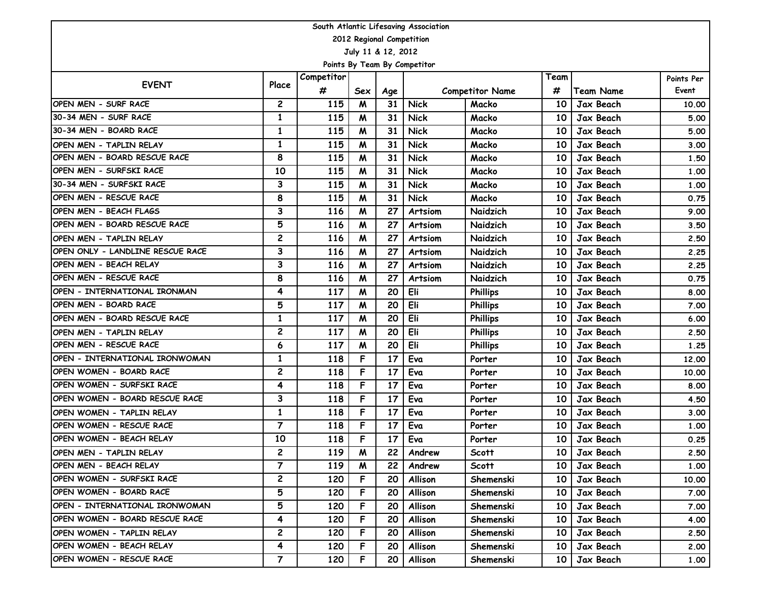South Atlantic Lifesaving Association

2012 Regional Competition

July 11 & 12, 2012

Points By Team By Competitor

| EVENT | Place | Competitor # | Sex | Age | Competitor Name | | Team # | Team Name | Points Per Event |
|---|---|---|---|---|---|---|---|---|---|
| OPEN MEN - SURF RACE | 2 | 115 | M | 31 | Nick | Macko | 10 | Jax Beach | 10.00 |
| 30-34 MEN - SURF RACE | 1 | 115 | M | 31 | Nick | Macko | 10 | Jax Beach | 5.00 |
| 30-34 MEN - BOARD RACE | 1 | 115 | M | 31 | Nick | Macko | 10 | Jax Beach | 5.00 |
| OPEN MEN - TAPLIN RELAY | 1 | 115 | M | 31 | Nick | Macko | 10 | Jax Beach | 3.00 |
| OPEN MEN - BOARD RESCUE RACE | 8 | 115 | M | 31 | Nick | Macko | 10 | Jax Beach | 1.50 |
| OPEN MEN - SURFSKI RACE | 10 | 115 | M | 31 | Nick | Macko | 10 | Jax Beach | 1.00 |
| 30-34 MEN - SURFSKI RACE | 3 | 115 | M | 31 | Nick | Macko | 10 | Jax Beach | 1.00 |
| OPEN MEN - RESCUE RACE | 8 | 115 | M | 31 | Nick | Macko | 10 | Jax Beach | 0.75 |
| OPEN MEN - BEACH FLAGS | 3 | 116 | M | 27 | Artsiom | Naidzich | 10 | Jax Beach | 9.00 |
| OPEN MEN - BOARD RESCUE RACE | 5 | 116 | M | 27 | Artsiom | Naidzich | 10 | Jax Beach | 3.50 |
| OPEN MEN - TAPLIN RELAY | 2 | 116 | M | 27 | Artsiom | Naidzich | 10 | Jax Beach | 2.50 |
| OPEN ONLY - LANDLINE RESCUE RACE | 3 | 116 | M | 27 | Artsiom | Naidzich | 10 | Jax Beach | 2.25 |
| OPEN MEN - BEACH RELAY | 3 | 116 | M | 27 | Artsiom | Naidzich | 10 | Jax Beach | 2.25 |
| OPEN MEN - RESCUE RACE | 8 | 116 | M | 27 | Artsiom | Naidzich | 10 | Jax Beach | 0.75 |
| OPEN - INTERNATIONAL IRONMAN | 4 | 117 | M | 20 | Eli | Phillips | 10 | Jax Beach | 8.00 |
| OPEN MEN - BOARD RACE | 5 | 117 | M | 20 | Eli | Phillips | 10 | Jax Beach | 7.00 |
| OPEN MEN - BOARD RESCUE RACE | 1 | 117 | M | 20 | Eli | Phillips | 10 | Jax Beach | 6.00 |
| OPEN MEN - TAPLIN RELAY | 2 | 117 | M | 20 | Eli | Phillips | 10 | Jax Beach | 2.50 |
| OPEN MEN - RESCUE RACE | 6 | 117 | M | 20 | Eli | Phillips | 10 | Jax Beach | 1.25 |
| OPEN - INTERNATIONAL IRONWOMAN | 1 | 118 | F | 17 | Eva | Porter | 10 | Jax Beach | 12.00 |
| OPEN WOMEN - BOARD RACE | 2 | 118 | F | 17 | Eva | Porter | 10 | Jax Beach | 10.00 |
| OPEN WOMEN - SURFSKI RACE | 4 | 118 | F | 17 | Eva | Porter | 10 | Jax Beach | 8.00 |
| OPEN WOMEN - BOARD RESCUE RACE | 3 | 118 | F | 17 | Eva | Porter | 10 | Jax Beach | 4.50 |
| OPEN WOMEN - TAPLIN RELAY | 1 | 118 | F | 17 | Eva | Porter | 10 | Jax Beach | 3.00 |
| OPEN WOMEN - RESCUE RACE | 7 | 118 | F | 17 | Eva | Porter | 10 | Jax Beach | 1.00 |
| OPEN WOMEN - BEACH RELAY | 10 | 118 | F | 17 | Eva | Porter | 10 | Jax Beach | 0.25 |
| OPEN MEN - TAPLIN RELAY | 2 | 119 | M | 22 | Andrew | Scott | 10 | Jax Beach | 2.50 |
| OPEN MEN - BEACH RELAY | 7 | 119 | M | 22 | Andrew | Scott | 10 | Jax Beach | 1.00 |
| OPEN WOMEN - SURFSKI RACE | 2 | 120 | F | 20 | Allison | Shemenski | 10 | Jax Beach | 10.00 |
| OPEN WOMEN - BOARD RACE | 5 | 120 | F | 20 | Allison | Shemenski | 10 | Jax Beach | 7.00 |
| OPEN - INTERNATIONAL IRONWOMAN | 5 | 120 | F | 20 | Allison | Shemenski | 10 | Jax Beach | 7.00 |
| OPEN WOMEN - BOARD RESCUE RACE | 4 | 120 | F | 20 | Allison | Shemenski | 10 | Jax Beach | 4.00 |
| OPEN WOMEN - TAPLIN RELAY | 2 | 120 | F | 20 | Allison | Shemenski | 10 | Jax Beach | 2.50 |
| OPEN WOMEN - BEACH RELAY | 4 | 120 | F | 20 | Allison | Shemenski | 10 | Jax Beach | 2.00 |
| OPEN WOMEN - RESCUE RACE | 7 | 120 | F | 20 | Allison | Shemenski | 10 | Jax Beach | 1.00 |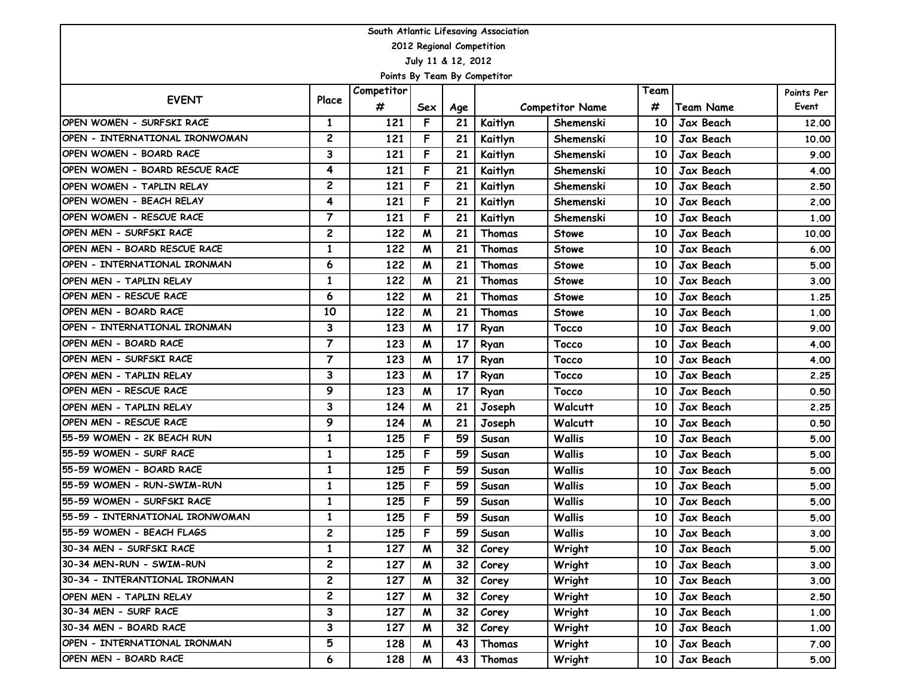South Atlantic Lifesaving Association

2012 Regional Competition

July 11 & 12, 2012

Points By Team By Competitor

| EVENT | Place | Competitor # | Sex | Age | Competitor Name | | Team # | Team Name | Points Per Event |
|---|---|---|---|---|---|---|---|---|---|
| OPEN WOMEN - SURFSKI RACE | 1 | 121 | F | 21 | Kaitlyn | Shemenski | 10 | Jax Beach | 12.00 |
| OPEN - INTERNATIONAL IRONWOMAN | 2 | 121 | F | 21 | Kaitlyn | Shemenski | 10 | Jax Beach | 10.00 |
| OPEN WOMEN - BOARD RACE | 3 | 121 | F | 21 | Kaitlyn | Shemenski | 10 | Jax Beach | 9.00 |
| OPEN WOMEN - BOARD RESCUE RACE | 4 | 121 | F | 21 | Kaitlyn | Shemenski | 10 | Jax Beach | 4.00 |
| OPEN WOMEN - TAPLIN RELAY | 2 | 121 | F | 21 | Kaitlyn | Shemenski | 10 | Jax Beach | 2.50 |
| OPEN WOMEN - BEACH RELAY | 4 | 121 | F | 21 | Kaitlyn | Shemenski | 10 | Jax Beach | 2.00 |
| OPEN WOMEN - RESCUE RACE | 7 | 121 | F | 21 | Kaitlyn | Shemenski | 10 | Jax Beach | 1.00 |
| OPEN MEN - SURFSKI RACE | 2 | 122 | M | 21 | Thomas | Stowe | 10 | Jax Beach | 10.00 |
| OPEN MEN - BOARD RESCUE RACE | 1 | 122 | M | 21 | Thomas | Stowe | 10 | Jax Beach | 6.00 |
| OPEN - INTERNATIONAL IRONMAN | 6 | 122 | M | 21 | Thomas | Stowe | 10 | Jax Beach | 5.00 |
| OPEN MEN - TAPLIN RELAY | 1 | 122 | M | 21 | Thomas | Stowe | 10 | Jax Beach | 3.00 |
| OPEN MEN - RESCUE RACE | 6 | 122 | M | 21 | Thomas | Stowe | 10 | Jax Beach | 1.25 |
| OPEN MEN - BOARD RACE | 10 | 122 | M | 21 | Thomas | Stowe | 10 | Jax Beach | 1.00 |
| OPEN - INTERNATIONAL IRONMAN | 3 | 123 | M | 17 | Ryan | Tocco | 10 | Jax Beach | 9.00 |
| OPEN MEN - BOARD RACE | 7 | 123 | M | 17 | Ryan | Tocco | 10 | Jax Beach | 4.00 |
| OPEN MEN - SURFSKI RACE | 7 | 123 | M | 17 | Ryan | Tocco | 10 | Jax Beach | 4.00 |
| OPEN MEN - TAPLIN RELAY | 3 | 123 | M | 17 | Ryan | Tocco | 10 | Jax Beach | 2.25 |
| OPEN MEN - RESCUE RACE | 9 | 123 | M | 17 | Ryan | Tocco | 10 | Jax Beach | 0.50 |
| OPEN MEN - TAPLIN RELAY | 3 | 124 | M | 21 | Joseph | Walcutt | 10 | Jax Beach | 2.25 |
| OPEN MEN - RESCUE RACE | 9 | 124 | M | 21 | Joseph | Walcutt | 10 | Jax Beach | 0.50 |
| 55-59 WOMEN - 2K BEACH RUN | 1 | 125 | F | 59 | Susan | Wallis | 10 | Jax Beach | 5.00 |
| 55-59 WOMEN - SURF RACE | 1 | 125 | F | 59 | Susan | Wallis | 10 | Jax Beach | 5.00 |
| 55-59 WOMEN - BOARD RACE | 1 | 125 | F | 59 | Susan | Wallis | 10 | Jax Beach | 5.00 |
| 55-59 WOMEN - RUN-SWIM-RUN | 1 | 125 | F | 59 | Susan | Wallis | 10 | Jax Beach | 5.00 |
| 55-59 WOMEN - SURFSKI RACE | 1 | 125 | F | 59 | Susan | Wallis | 10 | Jax Beach | 5.00 |
| 55-59 - INTERNATIONAL IRONWOMAN | 1 | 125 | F | 59 | Susan | Wallis | 10 | Jax Beach | 5.00 |
| 55-59 WOMEN - BEACH FLAGS | 2 | 125 | F | 59 | Susan | Wallis | 10 | Jax Beach | 3.00 |
| 30-34 MEN - SURFSKI RACE | 1 | 127 | M | 32 | Corey | Wright | 10 | Jax Beach | 5.00 |
| 30-34 MEN-RUN - SWIM-RUN | 2 | 127 | M | 32 | Corey | Wright | 10 | Jax Beach | 3.00 |
| 30-34 - INTERANTIONAL IRONMAN | 2 | 127 | M | 32 | Corey | Wright | 10 | Jax Beach | 3.00 |
| OPEN MEN - TAPLIN RELAY | 2 | 127 | M | 32 | Corey | Wright | 10 | Jax Beach | 2.50 |
| 30-34 MEN - SURF RACE | 3 | 127 | M | 32 | Corey | Wright | 10 | Jax Beach | 1.00 |
| 30-34 MEN - BOARD RACE | 3 | 127 | M | 32 | Corey | Wright | 10 | Jax Beach | 1.00 |
| OPEN - INTERNATIONAL IRONMAN | 5 | 128 | M | 43 | Thomas | Wright | 10 | Jax Beach | 7.00 |
| OPEN MEN - BOARD RACE | 6 | 128 | M | 43 | Thomas | Wright | 10 | Jax Beach | 5.00 |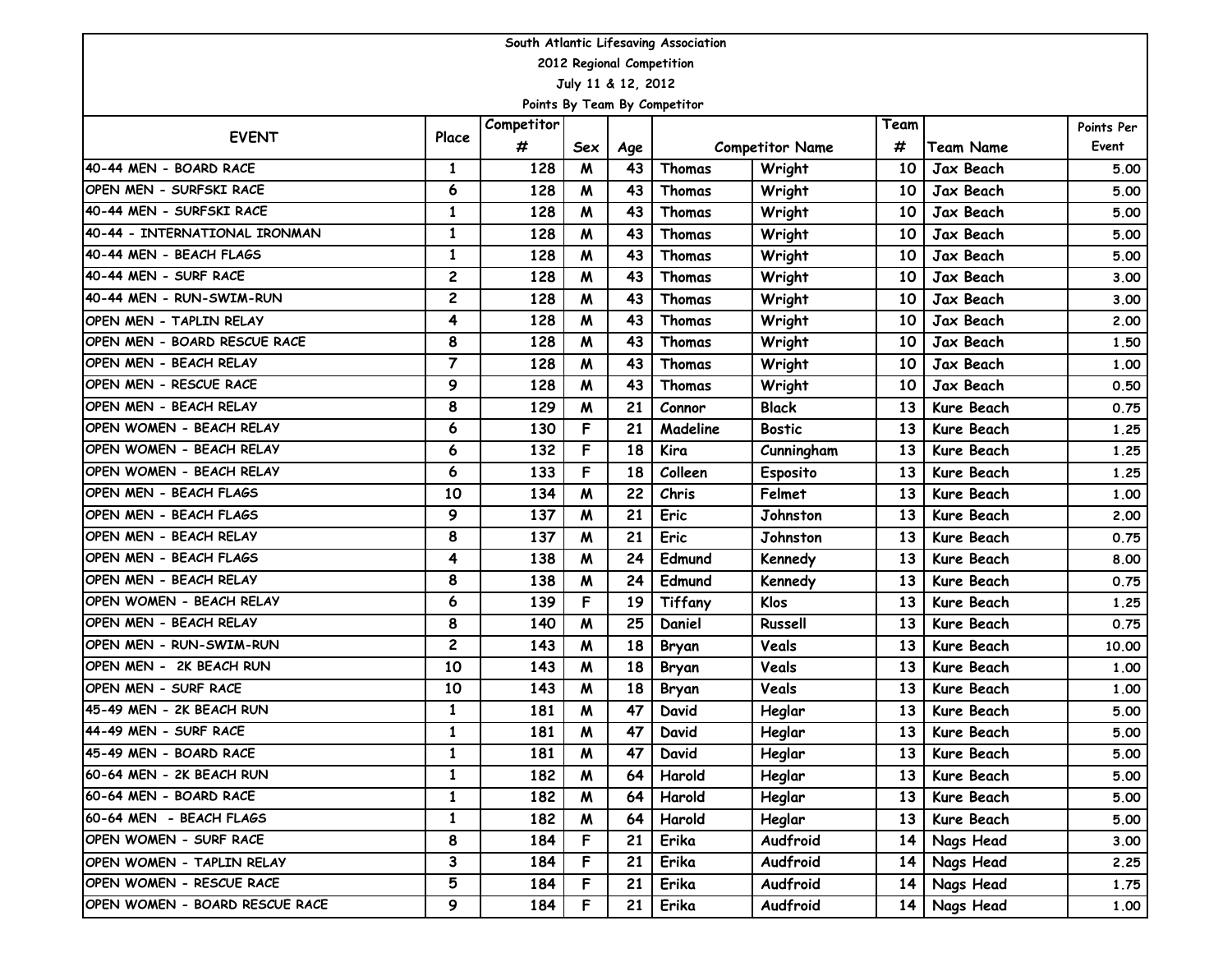South Atlantic Lifesaving Association

2012 Regional Competition

July 11 & 12, 2012

Points By Team By Competitor

| EVENT | Place | Competitor # | Sex | Age | Competitor Name | | Team # | Team Name | Points Per Event |
|---|---|---|---|---|---|---|---|---|---|
| 40-44 MEN - BOARD RACE | 1 | 128 | M | 43 | Thomas | Wright | 10 | Jax Beach | 5.00 |
| OPEN MEN - SURFSKI RACE | 6 | 128 | M | 43 | Thomas | Wright | 10 | Jax Beach | 5.00 |
| 40-44 MEN - SURFSKI RACE | 1 | 128 | M | 43 | Thomas | Wright | 10 | Jax Beach | 5.00 |
| 40-44 - INTERNATIONAL IRONMAN | 1 | 128 | M | 43 | Thomas | Wright | 10 | Jax Beach | 5.00 |
| 40-44 MEN - BEACH FLAGS | 1 | 128 | M | 43 | Thomas | Wright | 10 | Jax Beach | 5.00 |
| 40-44 MEN - SURF RACE | 2 | 128 | M | 43 | Thomas | Wright | 10 | Jax Beach | 3.00 |
| 40-44 MEN - RUN-SWIM-RUN | 2 | 128 | M | 43 | Thomas | Wright | 10 | Jax Beach | 3.00 |
| OPEN MEN - TAPLIN RELAY | 4 | 128 | M | 43 | Thomas | Wright | 10 | Jax Beach | 2.00 |
| OPEN MEN - BOARD RESCUE RACE | 8 | 128 | M | 43 | Thomas | Wright | 10 | Jax Beach | 1.50 |
| OPEN MEN - BEACH RELAY | 7 | 128 | M | 43 | Thomas | Wright | 10 | Jax Beach | 1.00 |
| OPEN MEN - RESCUE RACE | 9 | 128 | M | 43 | Thomas | Wright | 10 | Jax Beach | 0.50 |
| OPEN MEN - BEACH RELAY | 8 | 129 | M | 21 | Connor | Black | 13 | Kure Beach | 0.75 |
| OPEN WOMEN - BEACH RELAY | 6 | 130 | F | 21 | Madeline | Bostic | 13 | Kure Beach | 1.25 |
| OPEN WOMEN - BEACH RELAY | 6 | 132 | F | 18 | Kira | Cunningham | 13 | Kure Beach | 1.25 |
| OPEN WOMEN - BEACH RELAY | 6 | 133 | F | 18 | Colleen | Esposito | 13 | Kure Beach | 1.25 |
| OPEN MEN - BEACH FLAGS | 10 | 134 | M | 22 | Chris | Felmet | 13 | Kure Beach | 1.00 |
| OPEN MEN - BEACH FLAGS | 9 | 137 | M | 21 | Eric | Johnston | 13 | Kure Beach | 2.00 |
| OPEN MEN - BEACH RELAY | 8 | 137 | M | 21 | Eric | Johnston | 13 | Kure Beach | 0.75 |
| OPEN MEN - BEACH FLAGS | 4 | 138 | M | 24 | Edmund | Kennedy | 13 | Kure Beach | 8.00 |
| OPEN MEN - BEACH RELAY | 8 | 138 | M | 24 | Edmund | Kennedy | 13 | Kure Beach | 0.75 |
| OPEN WOMEN - BEACH RELAY | 6 | 139 | F | 19 | Tiffany | Klos | 13 | Kure Beach | 1.25 |
| OPEN MEN - BEACH RELAY | 8 | 140 | M | 25 | Daniel | Russell | 13 | Kure Beach | 0.75 |
| OPEN MEN - RUN-SWIM-RUN | 2 | 143 | M | 18 | Bryan | Veals | 13 | Kure Beach | 10.00 |
| OPEN MEN - 2K BEACH RUN | 10 | 143 | M | 18 | Bryan | Veals | 13 | Kure Beach | 1.00 |
| OPEN MEN - SURF RACE | 10 | 143 | M | 18 | Bryan | Veals | 13 | Kure Beach | 1.00 |
| 45-49 MEN - 2K BEACH RUN | 1 | 181 | M | 47 | David | Heglar | 13 | Kure Beach | 5.00 |
| 44-49 MEN - SURF RACE | 1 | 181 | M | 47 | David | Heglar | 13 | Kure Beach | 5.00 |
| 45-49 MEN - BOARD RACE | 1 | 181 | M | 47 | David | Heglar | 13 | Kure Beach | 5.00 |
| 60-64 MEN - 2K BEACH RUN | 1 | 182 | M | 64 | Harold | Heglar | 13 | Kure Beach | 5.00 |
| 60-64 MEN - BOARD RACE | 1 | 182 | M | 64 | Harold | Heglar | 13 | Kure Beach | 5.00 |
| 60-64 MEN - BEACH FLAGS | 1 | 182 | M | 64 | Harold | Heglar | 13 | Kure Beach | 5.00 |
| OPEN WOMEN - SURF RACE | 8 | 184 | F | 21 | Erika | Audfroid | 14 | Nags Head | 3.00 |
| OPEN WOMEN - TAPLIN RELAY | 3 | 184 | F | 21 | Erika | Audfroid | 14 | Nags Head | 2.25 |
| OPEN WOMEN - RESCUE RACE | 5 | 184 | F | 21 | Erika | Audfroid | 14 | Nags Head | 1.75 |
| OPEN WOMEN - BOARD RESCUE RACE | 9 | 184 | F | 21 | Erika | Audfroid | 14 | Nags Head | 1.00 |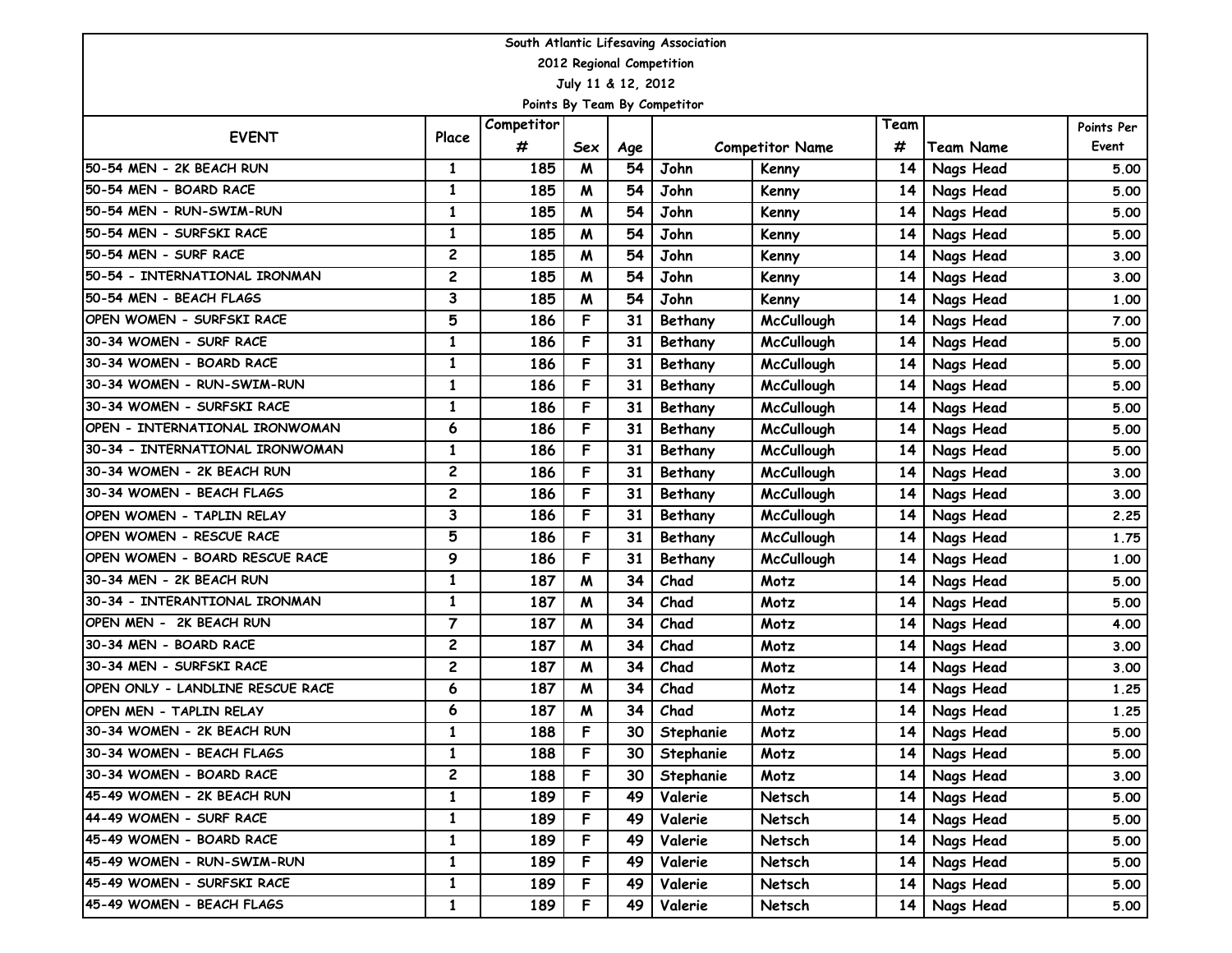South Atlantic Lifesaving Association

2012 Regional Competition

July 11 & 12, 2012

Points By Team By Competitor

| EVENT | Place | Competitor # | Sex | Age | Competitor Name | | Team # | Team Name | Points Per Event |
|---|---|---|---|---|---|---|---|---|---|
| 50-54 MEN - 2K BEACH RUN | 1 | 185 | M | 54 | John | Kenny | 14 | Nags Head | 5.00 |
| 50-54 MEN - BOARD RACE | 1 | 185 | M | 54 | John | Kenny | 14 | Nags Head | 5.00 |
| 50-54 MEN - RUN-SWIM-RUN | 1 | 185 | M | 54 | John | Kenny | 14 | Nags Head | 5.00 |
| 50-54 MEN - SURFSKI RACE | 1 | 185 | M | 54 | John | Kenny | 14 | Nags Head | 5.00 |
| 50-54 MEN - SURF RACE | 2 | 185 | M | 54 | John | Kenny | 14 | Nags Head | 3.00 |
| 50-54 - INTERNATIONAL IRONMAN | 2 | 185 | M | 54 | John | Kenny | 14 | Nags Head | 3.00 |
| 50-54 MEN - BEACH FLAGS | 3 | 185 | M | 54 | John | Kenny | 14 | Nags Head | 1.00 |
| OPEN WOMEN - SURFSKI RACE | 5 | 186 | F | 31 | Bethany | McCullough | 14 | Nags Head | 7.00 |
| 30-34 WOMEN - SURF RACE | 1 | 186 | F | 31 | Bethany | McCullough | 14 | Nags Head | 5.00 |
| 30-34 WOMEN - BOARD RACE | 1 | 186 | F | 31 | Bethany | McCullough | 14 | Nags Head | 5.00 |
| 30-34 WOMEN - RUN-SWIM-RUN | 1 | 186 | F | 31 | Bethany | McCullough | 14 | Nags Head | 5.00 |
| 30-34 WOMEN - SURFSKI RACE | 1 | 186 | F | 31 | Bethany | McCullough | 14 | Nags Head | 5.00 |
| OPEN - INTERNATIONAL IRONWOMAN | 6 | 186 | F | 31 | Bethany | McCullough | 14 | Nags Head | 5.00 |
| 30-34 - INTERNATIONAL IRONWOMAN | 1 | 186 | F | 31 | Bethany | McCullough | 14 | Nags Head | 5.00 |
| 30-34 WOMEN - 2K BEACH RUN | 2 | 186 | F | 31 | Bethany | McCullough | 14 | Nags Head | 3.00 |
| 30-34 WOMEN - BEACH FLAGS | 2 | 186 | F | 31 | Bethany | McCullough | 14 | Nags Head | 3.00 |
| OPEN WOMEN - TAPLIN RELAY | 3 | 186 | F | 31 | Bethany | McCullough | 14 | Nags Head | 2.25 |
| OPEN WOMEN - RESCUE RACE | 5 | 186 | F | 31 | Bethany | McCullough | 14 | Nags Head | 1.75 |
| OPEN WOMEN - BOARD RESCUE RACE | 9 | 186 | F | 31 | Bethany | McCullough | 14 | Nags Head | 1.00 |
| 30-34 MEN - 2K BEACH RUN | 1 | 187 | M | 34 | Chad | Motz | 14 | Nags Head | 5.00 |
| 30-34 - INTERANTIONAL IRONMAN | 1 | 187 | M | 34 | Chad | Motz | 14 | Nags Head | 5.00 |
| OPEN MEN - 2K BEACH RUN | 7 | 187 | M | 34 | Chad | Motz | 14 | Nags Head | 4.00 |
| 30-34 MEN - BOARD RACE | 2 | 187 | M | 34 | Chad | Motz | 14 | Nags Head | 3.00 |
| 30-34 MEN - SURFSKI RACE | 2 | 187 | M | 34 | Chad | Motz | 14 | Nags Head | 3.00 |
| OPEN ONLY - LANDLINE RESCUE RACE | 6 | 187 | M | 34 | Chad | Motz | 14 | Nags Head | 1.25 |
| OPEN MEN - TAPLIN RELAY | 6 | 187 | M | 34 | Chad | Motz | 14 | Nags Head | 1.25 |
| 30-34 WOMEN - 2K BEACH RUN | 1 | 188 | F | 30 | Stephanie | Motz | 14 | Nags Head | 5.00 |
| 30-34 WOMEN - BEACH FLAGS | 1 | 188 | F | 30 | Stephanie | Motz | 14 | Nags Head | 5.00 |
| 30-34 WOMEN - BOARD RACE | 2 | 188 | F | 30 | Stephanie | Motz | 14 | Nags Head | 3.00 |
| 45-49 WOMEN - 2K BEACH RUN | 1 | 189 | F | 49 | Valerie | Netsch | 14 | Nags Head | 5.00 |
| 44-49 WOMEN - SURF RACE | 1 | 189 | F | 49 | Valerie | Netsch | 14 | Nags Head | 5.00 |
| 45-49 WOMEN - BOARD RACE | 1 | 189 | F | 49 | Valerie | Netsch | 14 | Nags Head | 5.00 |
| 45-49 WOMEN - RUN-SWIM-RUN | 1 | 189 | F | 49 | Valerie | Netsch | 14 | Nags Head | 5.00 |
| 45-49 WOMEN - SURFSKI RACE | 1 | 189 | F | 49 | Valerie | Netsch | 14 | Nags Head | 5.00 |
| 45-49 WOMEN - BEACH FLAGS | 1 | 189 | F | 49 | Valerie | Netsch | 14 | Nags Head | 5.00 |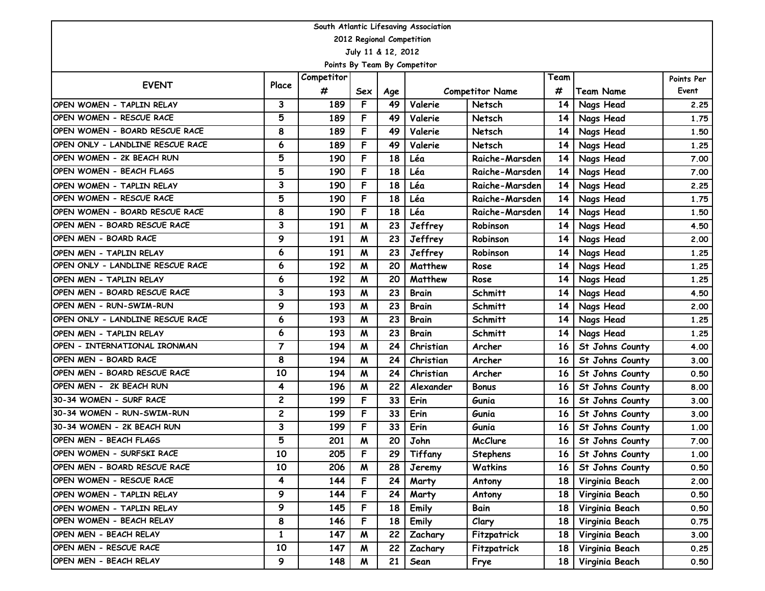South Atlantic Lifesaving Association

2012 Regional Competition

July 11 & 12, 2012

Points By Team By Competitor

| EVENT | Place | Competitor # | Sex | Age | Competitor Name | | Team # | Team Name | Points Per Event |
|---|---|---|---|---|---|---|---|---|---|
| OPEN WOMEN - TAPLIN RELAY | 3 | 189 | F | 49 | Valerie | Netsch | 14 | Nags Head | 2.25 |
| OPEN WOMEN - RESCUE RACE | 5 | 189 | F | 49 | Valerie | Netsch | 14 | Nags Head | 1.75 |
| OPEN WOMEN - BOARD RESCUE RACE | 8 | 189 | F | 49 | Valerie | Netsch | 14 | Nags Head | 1.50 |
| OPEN ONLY - LANDLINE RESCUE RACE | 6 | 189 | F | 49 | Valerie | Netsch | 14 | Nags Head | 1.25 |
| OPEN WOMEN - 2K BEACH RUN | 5 | 190 | F | 18 | Léa | Raiche-Marsden | 14 | Nags Head | 7.00 |
| OPEN WOMEN - BEACH FLAGS | 5 | 190 | F | 18 | Léa | Raiche-Marsden | 14 | Nags Head | 7.00 |
| OPEN WOMEN - TAPLIN RELAY | 3 | 190 | F | 18 | Léa | Raiche-Marsden | 14 | Nags Head | 2.25 |
| OPEN WOMEN - RESCUE RACE | 5 | 190 | F | 18 | Léa | Raiche-Marsden | 14 | Nags Head | 1.75 |
| OPEN WOMEN - BOARD RESCUE RACE | 8 | 190 | F | 18 | Léa | Raiche-Marsden | 14 | Nags Head | 1.50 |
| OPEN MEN - BOARD RESCUE RACE | 3 | 191 | M | 23 | Jeffrey | Robinson | 14 | Nags Head | 4.50 |
| OPEN MEN - BOARD RACE | 9 | 191 | M | 23 | Jeffrey | Robinson | 14 | Nags Head | 2.00 |
| OPEN MEN - TAPLIN RELAY | 6 | 191 | M | 23 | Jeffrey | Robinson | 14 | Nags Head | 1.25 |
| OPEN ONLY - LANDLINE RESCUE RACE | 6 | 192 | M | 20 | Matthew | Rose | 14 | Nags Head | 1.25 |
| OPEN MEN - TAPLIN RELAY | 6 | 192 | M | 20 | Matthew | Rose | 14 | Nags Head | 1.25 |
| OPEN MEN - BOARD RESCUE RACE | 3 | 193 | M | 23 | Brain | Schmitt | 14 | Nags Head | 4.50 |
| OPEN MEN - RUN-SWIM-RUN | 9 | 193 | M | 23 | Brain | Schmitt | 14 | Nags Head | 2.00 |
| OPEN ONLY - LANDLINE RESCUE RACE | 6 | 193 | M | 23 | Brain | Schmitt | 14 | Nags Head | 1.25 |
| OPEN MEN - TAPLIN RELAY | 6 | 193 | M | 23 | Brain | Schmitt | 14 | Nags Head | 1.25 |
| OPEN - INTERNATIONAL IRONMAN | 7 | 194 | M | 24 | Christian | Archer | 16 | St Johns County | 4.00 |
| OPEN MEN - BOARD RACE | 8 | 194 | M | 24 | Christian | Archer | 16 | St Johns County | 3.00 |
| OPEN MEN - BOARD RESCUE RACE | 10 | 194 | M | 24 | Christian | Archer | 16 | St Johns County | 0.50 |
| OPEN MEN - 2K BEACH RUN | 4 | 196 | M | 22 | Alexander | Bonus | 16 | St Johns County | 8.00 |
| 30-34 WOMEN - SURF RACE | 2 | 199 | F | 33 | Erin | Gunia | 16 | St Johns County | 3.00 |
| 30-34 WOMEN - RUN-SWIM-RUN | 2 | 199 | F | 33 | Erin | Gunia | 16 | St Johns County | 3.00 |
| 30-34 WOMEN - 2K BEACH RUN | 3 | 199 | F | 33 | Erin | Gunia | 16 | St Johns County | 1.00 |
| OPEN MEN - BEACH FLAGS | 5 | 201 | M | 20 | John | McClure | 16 | St Johns County | 7.00 |
| OPEN WOMEN - SURFSKI RACE | 10 | 205 | F | 29 | Tiffany | Stephens | 16 | St Johns County | 1.00 |
| OPEN MEN - BOARD RESCUE RACE | 10 | 206 | M | 28 | Jeremy | Watkins | 16 | St Johns County | 0.50 |
| OPEN WOMEN - RESCUE RACE | 4 | 144 | F | 24 | Marty | Antony | 18 | Virginia Beach | 2.00 |
| OPEN WOMEN - TAPLIN RELAY | 9 | 144 | F | 24 | Marty | Antony | 18 | Virginia Beach | 0.50 |
| OPEN WOMEN - TAPLIN RELAY | 9 | 145 | F | 18 | Emily | Bain | 18 | Virginia Beach | 0.50 |
| OPEN WOMEN - BEACH RELAY | 8 | 146 | F | 18 | Emily | Clary | 18 | Virginia Beach | 0.75 |
| OPEN MEN - BEACH RELAY | 1 | 147 | M | 22 | Zachary | Fitzpatrick | 18 | Virginia Beach | 3.00 |
| OPEN MEN - RESCUE RACE | 10 | 147 | M | 22 | Zachary | Fitzpatrick | 18 | Virginia Beach | 0.25 |
| OPEN MEN - BEACH RELAY | 9 | 148 | M | 21 | Sean | Frye | 18 | Virginia Beach | 0.50 |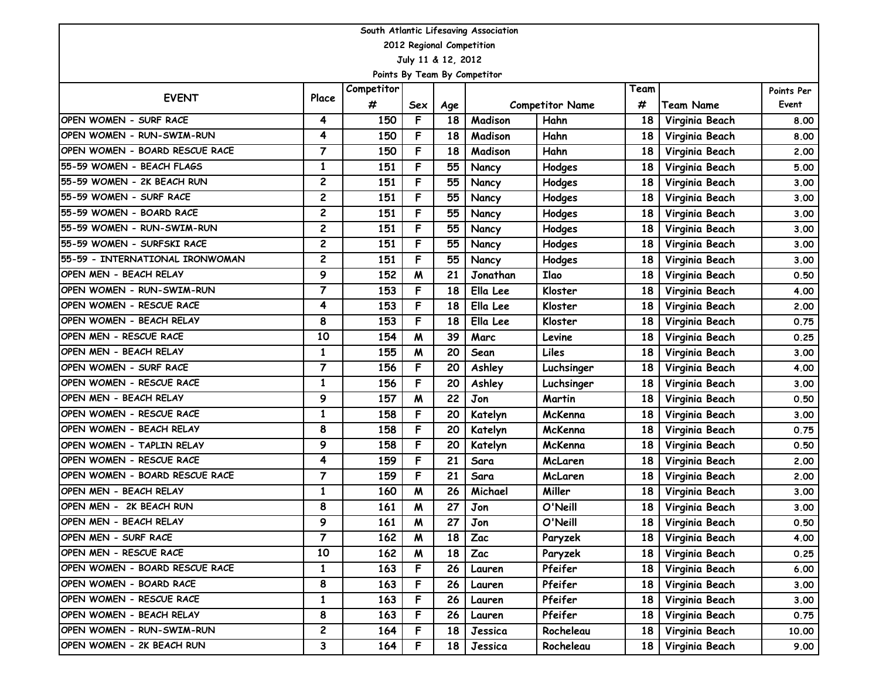South Atlantic Lifesaving Association

2012 Regional Competition

July 11 & 12, 2012

Points By Team By Competitor

| EVENT | Place | Competitor # | Sex | Age | Competitor Name | | Team # | Team Name | Points Per Event |
|---|---|---|---|---|---|---|---|---|---|
| OPEN WOMEN - SURF RACE | 4 | 150 | F | 18 | Madison | Hahn | 18 | Virginia Beach | 8.00 |
| OPEN WOMEN - RUN-SWIM-RUN | 4 | 150 | F | 18 | Madison | Hahn | 18 | Virginia Beach | 8.00 |
| OPEN WOMEN - BOARD RESCUE RACE | 7 | 150 | F | 18 | Madison | Hahn | 18 | Virginia Beach | 2.00 |
| 55-59 WOMEN - BEACH FLAGS | 1 | 151 | F | 55 | Nancy | Hodges | 18 | Virginia Beach | 5.00 |
| 55-59 WOMEN - 2K BEACH RUN | 2 | 151 | F | 55 | Nancy | Hodges | 18 | Virginia Beach | 3.00 |
| 55-59 WOMEN - SURF RACE | 2 | 151 | F | 55 | Nancy | Hodges | 18 | Virginia Beach | 3.00 |
| 55-59 WOMEN - BOARD RACE | 2 | 151 | F | 55 | Nancy | Hodges | 18 | Virginia Beach | 3.00 |
| 55-59 WOMEN - RUN-SWIM-RUN | 2 | 151 | F | 55 | Nancy | Hodges | 18 | Virginia Beach | 3.00 |
| 55-59 WOMEN - SURFSKI RACE | 2 | 151 | F | 55 | Nancy | Hodges | 18 | Virginia Beach | 3.00 |
| 55-59 - INTERNATIONAL IRONWOMAN | 2 | 151 | F | 55 | Nancy | Hodges | 18 | Virginia Beach | 3.00 |
| OPEN MEN - BEACH RELAY | 9 | 152 | M | 21 | Jonathan | Ilao | 18 | Virginia Beach | 0.50 |
| OPEN WOMEN - RUN-SWIM-RUN | 7 | 153 | F | 18 | Ella Lee | Kloster | 18 | Virginia Beach | 4.00 |
| OPEN WOMEN - RESCUE RACE | 4 | 153 | F | 18 | Ella Lee | Kloster | 18 | Virginia Beach | 2.00 |
| OPEN WOMEN - BEACH RELAY | 8 | 153 | F | 18 | Ella Lee | Kloster | 18 | Virginia Beach | 0.75 |
| OPEN MEN - RESCUE RACE | 10 | 154 | M | 39 | Marc | Levine | 18 | Virginia Beach | 0.25 |
| OPEN MEN - BEACH RELAY | 1 | 155 | M | 20 | Sean | Liles | 18 | Virginia Beach | 3.00 |
| OPEN WOMEN - SURF RACE | 7 | 156 | F | 20 | Ashley | Luchsinger | 18 | Virginia Beach | 4.00 |
| OPEN WOMEN - RESCUE RACE | 1 | 156 | F | 20 | Ashley | Luchsinger | 18 | Virginia Beach | 3.00 |
| OPEN MEN - BEACH RELAY | 9 | 157 | M | 22 | Jon | Martin | 18 | Virginia Beach | 0.50 |
| OPEN WOMEN - RESCUE RACE | 1 | 158 | F | 20 | Katelyn | McKenna | 18 | Virginia Beach | 3.00 |
| OPEN WOMEN - BEACH RELAY | 8 | 158 | F | 20 | Katelyn | McKenna | 18 | Virginia Beach | 0.75 |
| OPEN WOMEN - TAPLIN RELAY | 9 | 158 | F | 20 | Katelyn | McKenna | 18 | Virginia Beach | 0.50 |
| OPEN WOMEN - RESCUE RACE | 4 | 159 | F | 21 | Sara | McLaren | 18 | Virginia Beach | 2.00 |
| OPEN WOMEN - BOARD RESCUE RACE | 7 | 159 | F | 21 | Sara | McLaren | 18 | Virginia Beach | 2.00 |
| OPEN MEN - BEACH RELAY | 1 | 160 | M | 26 | Michael | Miller | 18 | Virginia Beach | 3.00 |
| OPEN MEN - 2K BEACH RUN | 8 | 161 | M | 27 | Jon | O'Neill | 18 | Virginia Beach | 3.00 |
| OPEN MEN - BEACH RELAY | 9 | 161 | M | 27 | Jon | O'Neill | 18 | Virginia Beach | 0.50 |
| OPEN MEN - SURF RACE | 7 | 162 | M | 18 | Zac | Paryzek | 18 | Virginia Beach | 4.00 |
| OPEN MEN - RESCUE RACE | 10 | 162 | M | 18 | Zac | Paryzek | 18 | Virginia Beach | 0.25 |
| OPEN WOMEN - BOARD RESCUE RACE | 1 | 163 | F | 26 | Lauren | Pfeifer | 18 | Virginia Beach | 6.00 |
| OPEN WOMEN - BOARD RACE | 8 | 163 | F | 26 | Lauren | Pfeifer | 18 | Virginia Beach | 3.00 |
| OPEN WOMEN - RESCUE RACE | 1 | 163 | F | 26 | Lauren | Pfeifer | 18 | Virginia Beach | 3.00 |
| OPEN WOMEN - BEACH RELAY | 8 | 163 | F | 26 | Lauren | Pfeifer | 18 | Virginia Beach | 0.75 |
| OPEN WOMEN - RUN-SWIM-RUN | 2 | 164 | F | 18 | Jessica | Rocheleau | 18 | Virginia Beach | 10.00 |
| OPEN WOMEN - 2K BEACH RUN | 3 | 164 | F | 18 | Jessica | Rocheleau | 18 | Virginia Beach | 9.00 |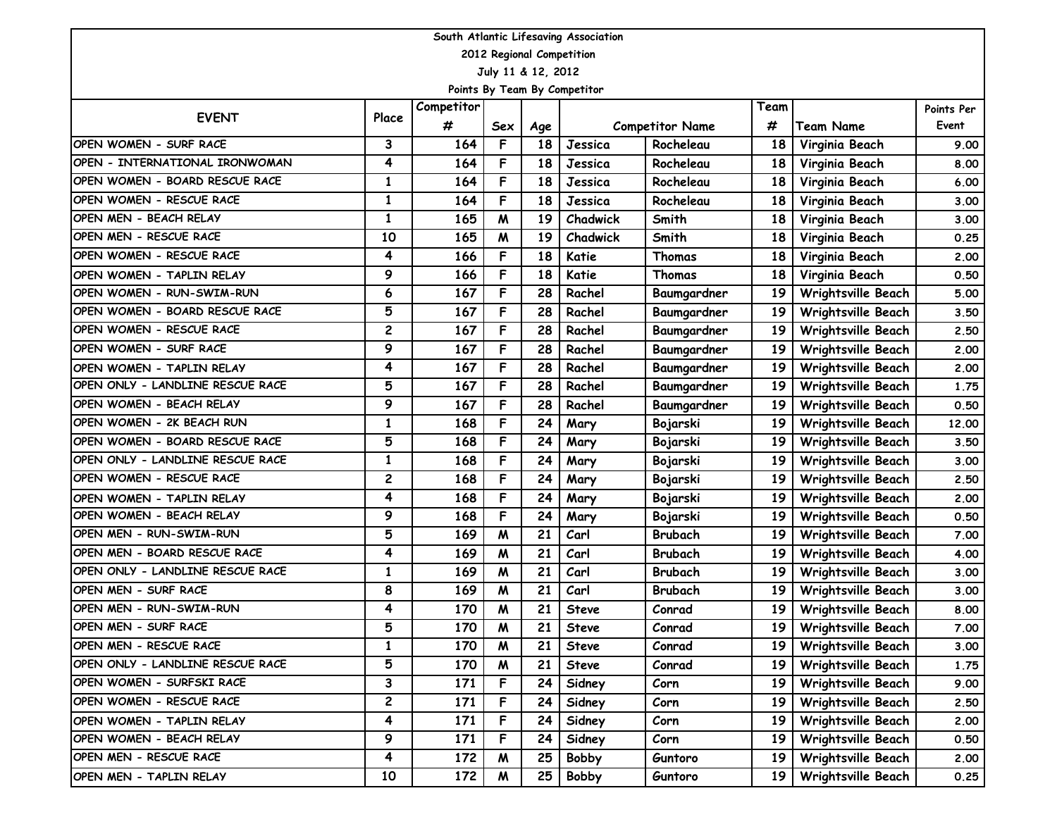South Atlantic Lifesaving Association

2012 Regional Competition

July 11 & 12, 2012

Points By Team By Competitor

| EVENT | Place | Competitor # | Sex | Age | Competitor Name | | Team # | Team Name | Points Per Event |
|---|---|---|---|---|---|---|---|---|---|
| OPEN WOMEN - SURF RACE | 3 | 164 | F | 18 | Jessica | Rocheleau | 18 | Virginia Beach | 9.00 |
| OPEN - INTERNATIONAL IRONWOMAN | 4 | 164 | F | 18 | Jessica | Rocheleau | 18 | Virginia Beach | 8.00 |
| OPEN WOMEN - BOARD RESCUE RACE | 1 | 164 | F | 18 | Jessica | Rocheleau | 18 | Virginia Beach | 6.00 |
| OPEN WOMEN - RESCUE RACE | 1 | 164 | F | 18 | Jessica | Rocheleau | 18 | Virginia Beach | 3.00 |
| OPEN MEN - BEACH RELAY | 1 | 165 | M | 19 | Chadwick | Smith | 18 | Virginia Beach | 3.00 |
| OPEN MEN - RESCUE RACE | 10 | 165 | M | 19 | Chadwick | Smith | 18 | Virginia Beach | 0.25 |
| OPEN WOMEN - RESCUE RACE | 4 | 166 | F | 18 | Katie | Thomas | 18 | Virginia Beach | 2.00 |
| OPEN WOMEN - TAPLIN RELAY | 9 | 166 | F | 18 | Katie | Thomas | 18 | Virginia Beach | 0.50 |
| OPEN WOMEN - RUN-SWIM-RUN | 6 | 167 | F | 28 | Rachel | Baumgardner | 19 | Wrightsville Beach | 5.00 |
| OPEN WOMEN - BOARD RESCUE RACE | 5 | 167 | F | 28 | Rachel | Baumgardner | 19 | Wrightsville Beach | 3.50 |
| OPEN WOMEN - RESCUE RACE | 2 | 167 | F | 28 | Rachel | Baumgardner | 19 | Wrightsville Beach | 2.50 |
| OPEN WOMEN - SURF RACE | 9 | 167 | F | 28 | Rachel | Baumgardner | 19 | Wrightsville Beach | 2.00 |
| OPEN WOMEN - TAPLIN RELAY | 4 | 167 | F | 28 | Rachel | Baumgardner | 19 | Wrightsville Beach | 2.00 |
| OPEN ONLY - LANDLINE RESCUE RACE | 5 | 167 | F | 28 | Rachel | Baumgardner | 19 | Wrightsville Beach | 1.75 |
| OPEN WOMEN - BEACH RELAY | 9 | 167 | F | 28 | Rachel | Baumgardner | 19 | Wrightsville Beach | 0.50 |
| OPEN WOMEN - 2K BEACH RUN | 1 | 168 | F | 24 | Mary | Bojarski | 19 | Wrightsville Beach | 12.00 |
| OPEN WOMEN - BOARD RESCUE RACE | 5 | 168 | F | 24 | Mary | Bojarski | 19 | Wrightsville Beach | 3.50 |
| OPEN ONLY - LANDLINE RESCUE RACE | 1 | 168 | F | 24 | Mary | Bojarski | 19 | Wrightsville Beach | 3.00 |
| OPEN WOMEN - RESCUE RACE | 2 | 168 | F | 24 | Mary | Bojarski | 19 | Wrightsville Beach | 2.50 |
| OPEN WOMEN - TAPLIN RELAY | 4 | 168 | F | 24 | Mary | Bojarski | 19 | Wrightsville Beach | 2.00 |
| OPEN WOMEN - BEACH RELAY | 9 | 168 | F | 24 | Mary | Bojarski | 19 | Wrightsville Beach | 0.50 |
| OPEN MEN - RUN-SWIM-RUN | 5 | 169 | M | 21 | Carl | Brubach | 19 | Wrightsville Beach | 7.00 |
| OPEN MEN - BOARD RESCUE RACE | 4 | 169 | M | 21 | Carl | Brubach | 19 | Wrightsville Beach | 4.00 |
| OPEN ONLY - LANDLINE RESCUE RACE | 1 | 169 | M | 21 | Carl | Brubach | 19 | Wrightsville Beach | 3.00 |
| OPEN MEN - SURF RACE | 8 | 169 | M | 21 | Carl | Brubach | 19 | Wrightsville Beach | 3.00 |
| OPEN MEN - RUN-SWIM-RUN | 4 | 170 | M | 21 | Steve | Conrad | 19 | Wrightsville Beach | 8.00 |
| OPEN MEN - SURF RACE | 5 | 170 | M | 21 | Steve | Conrad | 19 | Wrightsville Beach | 7.00 |
| OPEN MEN - RESCUE RACE | 1 | 170 | M | 21 | Steve | Conrad | 19 | Wrightsville Beach | 3.00 |
| OPEN ONLY - LANDLINE RESCUE RACE | 5 | 170 | M | 21 | Steve | Conrad | 19 | Wrightsville Beach | 1.75 |
| OPEN WOMEN - SURFSKI RACE | 3 | 171 | F | 24 | Sidney | Corn | 19 | Wrightsville Beach | 9.00 |
| OPEN WOMEN - RESCUE RACE | 2 | 171 | F | 24 | Sidney | Corn | 19 | Wrightsville Beach | 2.50 |
| OPEN WOMEN - TAPLIN RELAY | 4 | 171 | F | 24 | Sidney | Corn | 19 | Wrightsville Beach | 2.00 |
| OPEN WOMEN - BEACH RELAY | 9 | 171 | F | 24 | Sidney | Corn | 19 | Wrightsville Beach | 0.50 |
| OPEN MEN - RESCUE RACE | 4 | 172 | M | 25 | Bobby | Guntoro | 19 | Wrightsville Beach | 2.00 |
| OPEN MEN - TAPLIN RELAY | 10 | 172 | M | 25 | Bobby | Guntoro | 19 | Wrightsville Beach | 0.25 |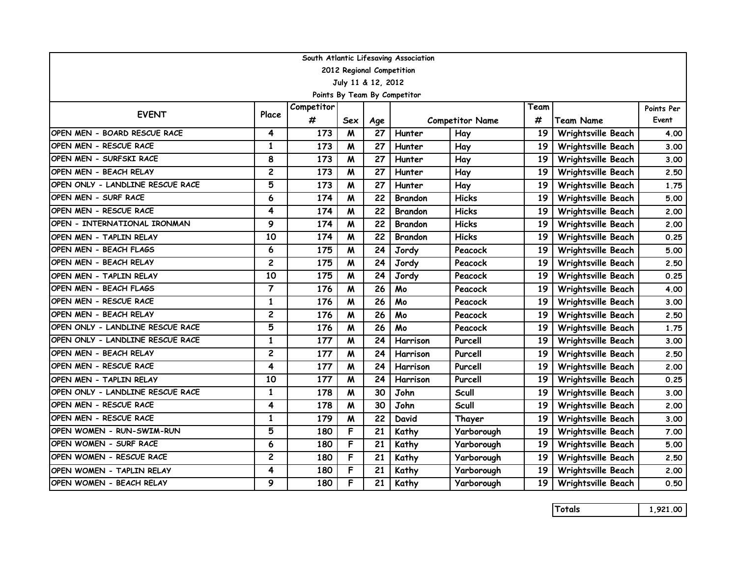South Atlantic Lifesaving Association

2012 Regional Competition

July 11 & 12, 2012

Points By Team By Competitor

| EVENT | Place | Competitor # | Sex | Age | Competitor Name | | Team # | Team Name | Points Per Event |
|---|---|---|---|---|---|---|---|---|---|
| OPEN MEN - BOARD RESCUE RACE | 4 | 173 | M | 27 | Hunter | Hay | 19 | Wrightsville Beach | 4.00 |
| OPEN MEN - RESCUE RACE | 1 | 173 | M | 27 | Hunter | Hay | 19 | Wrightsville Beach | 3.00 |
| OPEN MEN - SURFSKI RACE | 8 | 173 | M | 27 | Hunter | Hay | 19 | Wrightsville Beach | 3.00 |
| OPEN MEN - BEACH RELAY | 2 | 173 | M | 27 | Hunter | Hay | 19 | Wrightsville Beach | 2.50 |
| OPEN ONLY - LANDLINE RESCUE RACE | 5 | 173 | M | 27 | Hunter | Hay | 19 | Wrightsville Beach | 1.75 |
| OPEN MEN - SURF RACE | 6 | 174 | M | 22 | Brandon | Hicks | 19 | Wrightsville Beach | 5.00 |
| OPEN MEN - RESCUE RACE | 4 | 174 | M | 22 | Brandon | Hicks | 19 | Wrightsville Beach | 2.00 |
| OPEN - INTERNATIONAL IRONMAN | 9 | 174 | M | 22 | Brandon | Hicks | 19 | Wrightsville Beach | 2.00 |
| OPEN MEN - TAPLIN RELAY | 10 | 174 | M | 22 | Brandon | Hicks | 19 | Wrightsville Beach | 0.25 |
| OPEN MEN - BEACH FLAGS | 6 | 175 | M | 24 | Jordy | Peacock | 19 | Wrightsville Beach | 5.00 |
| OPEN MEN - BEACH RELAY | 2 | 175 | M | 24 | Jordy | Peacock | 19 | Wrightsville Beach | 2.50 |
| OPEN MEN - TAPLIN RELAY | 10 | 175 | M | 24 | Jordy | Peacock | 19 | Wrightsville Beach | 0.25 |
| OPEN MEN - BEACH FLAGS | 7 | 176 | M | 26 | Mo | Peacock | 19 | Wrightsville Beach | 4.00 |
| OPEN MEN - RESCUE RACE | 1 | 176 | M | 26 | Mo | Peacock | 19 | Wrightsville Beach | 3.00 |
| OPEN MEN - BEACH RELAY | 2 | 176 | M | 26 | Mo | Peacock | 19 | Wrightsville Beach | 2.50 |
| OPEN ONLY - LANDLINE RESCUE RACE | 5 | 176 | M | 26 | Mo | Peacock | 19 | Wrightsville Beach | 1.75 |
| OPEN ONLY - LANDLINE RESCUE RACE | 1 | 177 | M | 24 | Harrison | Purcell | 19 | Wrightsville Beach | 3.00 |
| OPEN MEN - BEACH RELAY | 2 | 177 | M | 24 | Harrison | Purcell | 19 | Wrightsville Beach | 2.50 |
| OPEN MEN - RESCUE RACE | 4 | 177 | M | 24 | Harrison | Purcell | 19 | Wrightsville Beach | 2.00 |
| OPEN MEN - TAPLIN RELAY | 10 | 177 | M | 24 | Harrison | Purcell | 19 | Wrightsville Beach | 0.25 |
| OPEN ONLY - LANDLINE RESCUE RACE | 1 | 178 | M | 30 | John | Scull | 19 | Wrightsville Beach | 3.00 |
| OPEN MEN - RESCUE RACE | 4 | 178 | M | 30 | John | Scull | 19 | Wrightsville Beach | 2.00 |
| OPEN MEN - RESCUE RACE | 1 | 179 | M | 22 | David | Thayer | 19 | Wrightsville Beach | 3.00 |
| OPEN WOMEN - RUN-SWIM-RUN | 5 | 180 | F | 21 | Kathy | Yarborough | 19 | Wrightsville Beach | 7.00 |
| OPEN WOMEN - SURF RACE | 6 | 180 | F | 21 | Kathy | Yarborough | 19 | Wrightsville Beach | 5.00 |
| OPEN WOMEN - RESCUE RACE | 2 | 180 | F | 21 | Kathy | Yarborough | 19 | Wrightsville Beach | 2.50 |
| OPEN WOMEN - TAPLIN RELAY | 4 | 180 | F | 21 | Kathy | Yarborough | 19 | Wrightsville Beach | 2.00 |
| OPEN WOMEN - BEACH RELAY | 9 | 180 | F | 21 | Kathy | Yarborough | 19 | Wrightsville Beach | 0.50 |

| | |
|---|---|
| Totals | 1,921.00 |